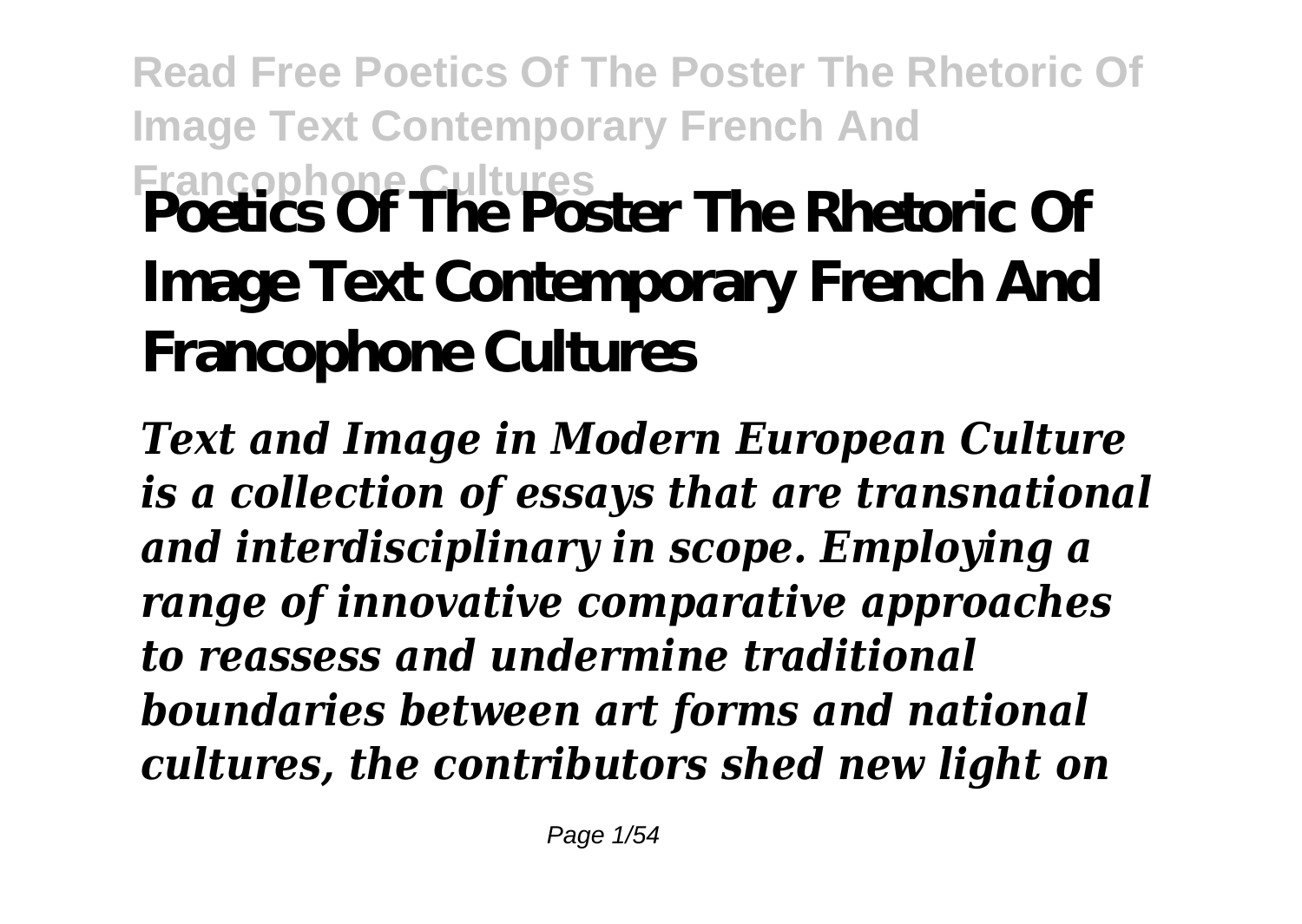# Poetics Of The Poster The Rhetoric Of Image Text Contemporary French And Francophone Cultures

*Text and Image in Modern European Culture is a collection of essays that are transnational and interdisciplinary in scope. Employing a range of innovative comparative approaches to reassess and undermine traditional boundaries between art forms and national cultures, the contributors shed new light on*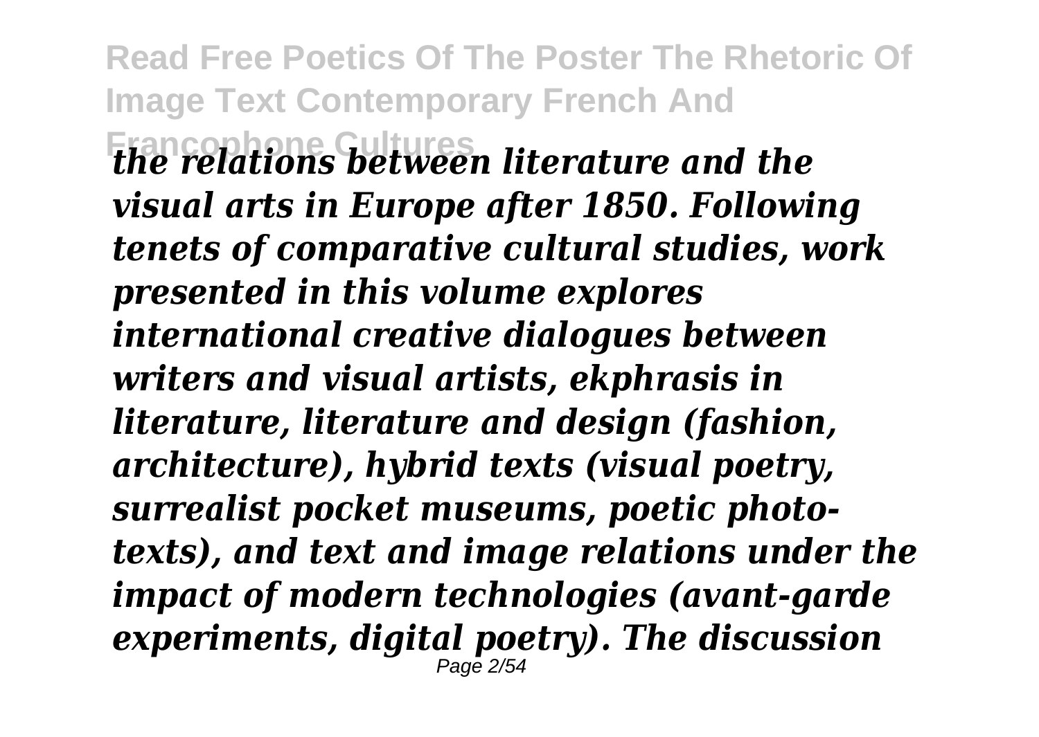*the relations between literature and the visual arts in Europe after 1850. Following tenets of comparative cultural studies, work presented in this volume explores international creative dialogues between writers and visual artists, ekphrasis in literature, literature and design (fashion, architecture), hybrid texts (visual poetry, surrealist pocket museums, poetic photo-texts), and text and image relations under the impact of modern technologies (avant-garde experiments, digital poetry). The discussion*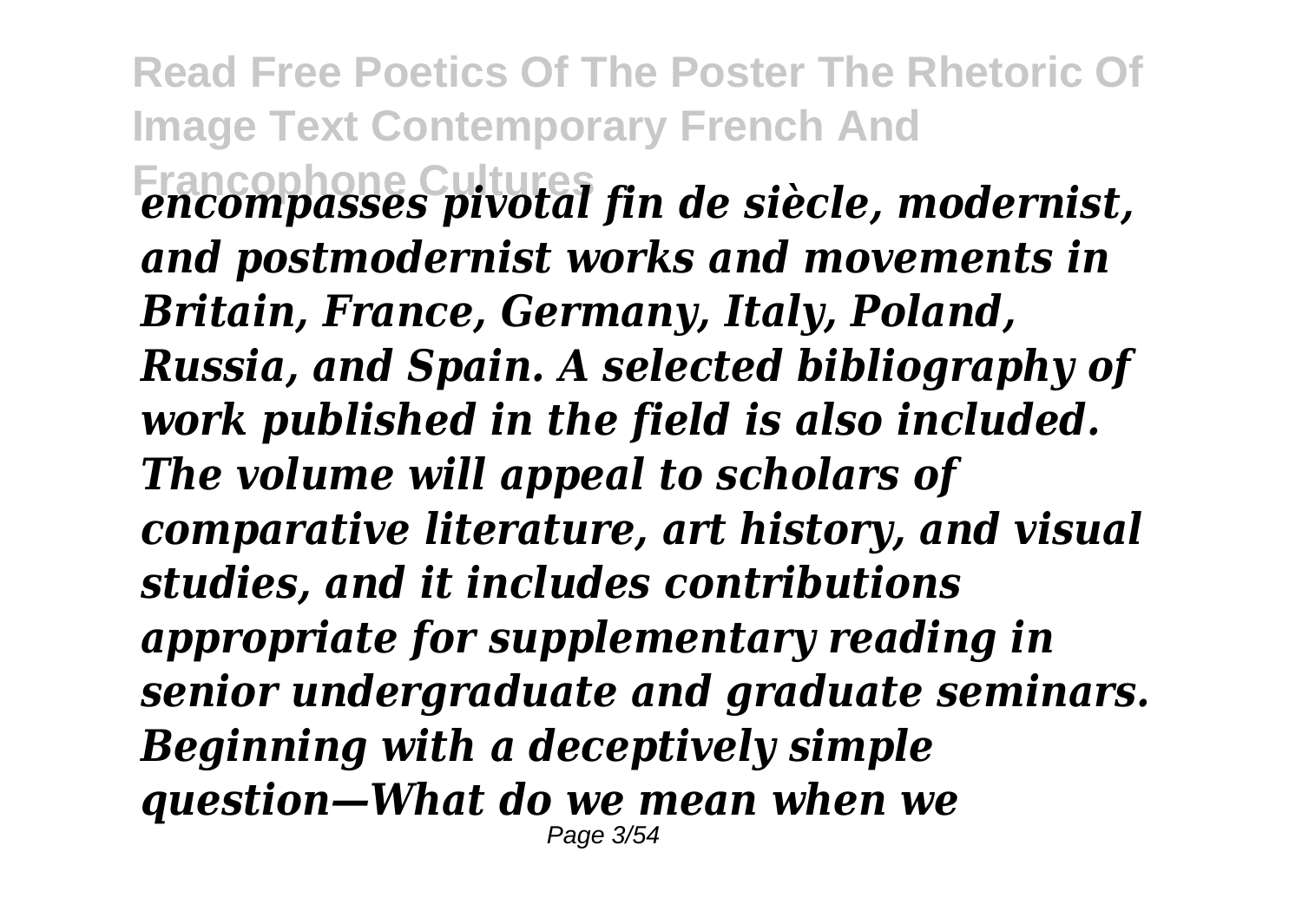*encompasses pivotal fin de siècle, modernist, and postmodernist works and movements in Britain, France, Germany, Italy, Poland, Russia, and Spain. A selected bibliography of work published in the field is also included. The volume will appeal to scholars of comparative literature, art history, and visual studies, and it includes contributions appropriate for supplementary reading in senior undergraduate and graduate seminars. Beginning with a deceptively simple question—What do we mean when we*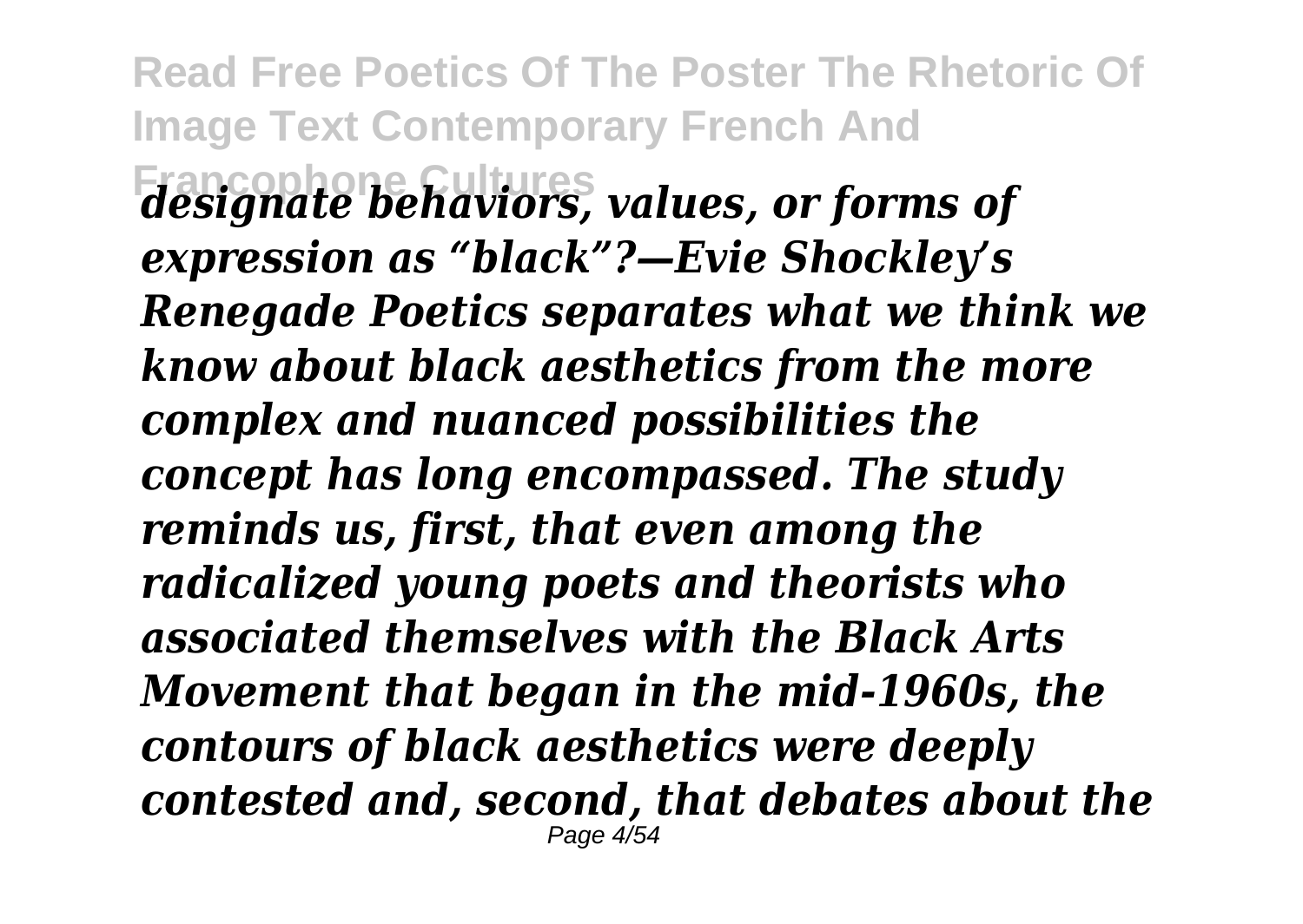*designate behaviors, values, or forms of expression as "black"?—Evie Shockley's Renegade Poetics separates what we think we know about black aesthetics from the more complex and nuanced possibilities the concept has long encompassed. The study reminds us, first, that even among the radicalized young poets and theorists who associated themselves with the Black Arts Movement that began in the mid-1960s, the contours of black aesthetics were deeply contested and, second, that debates about the*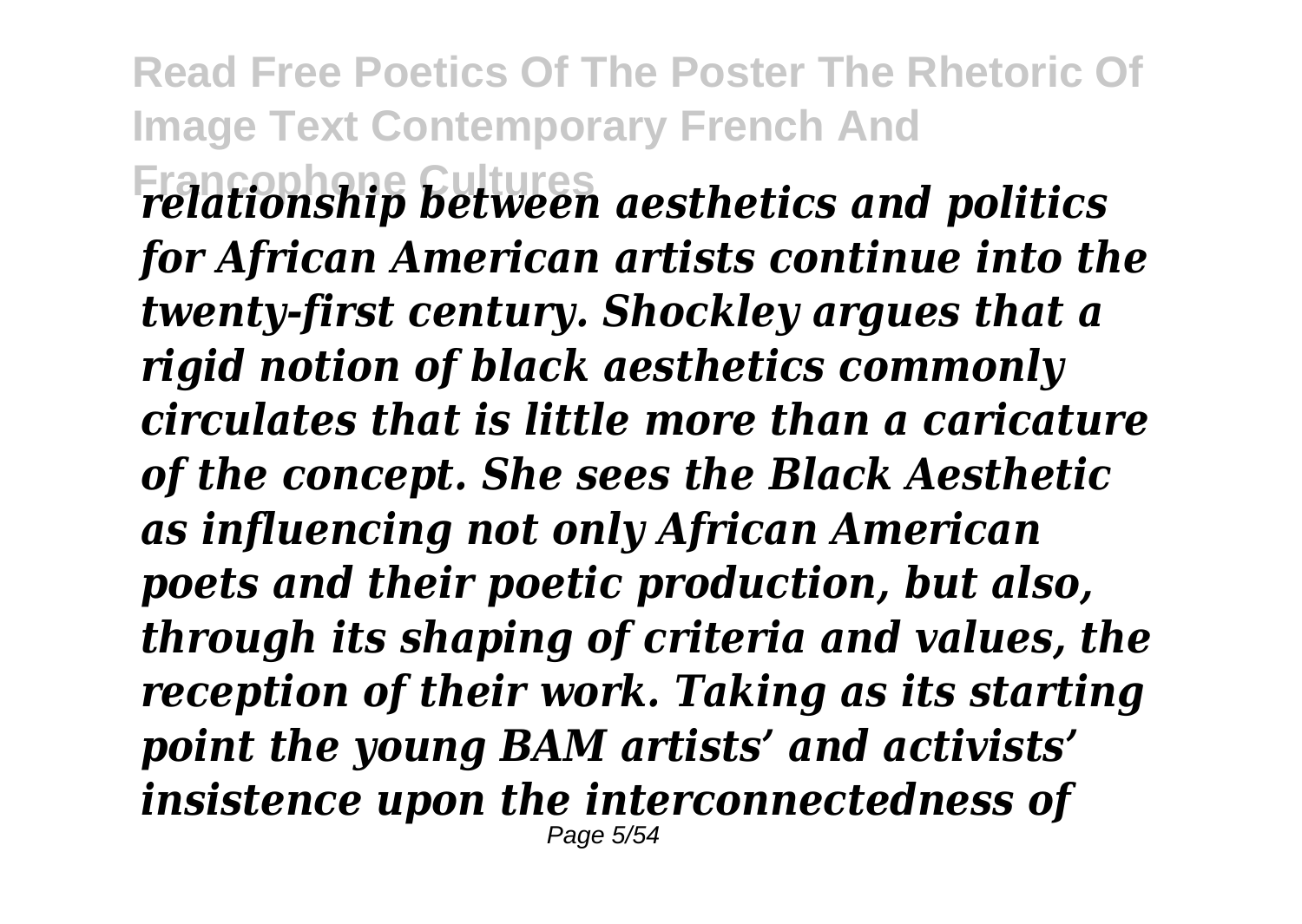*relationship between aesthetics and politics for African American artists continue into the twenty-first century. Shockley argues that a rigid notion of black aesthetics commonly circulates that is little more than a caricature of the concept. She sees the Black Aesthetic as influencing not only African American poets and their poetic production, but also, through its shaping of criteria and values, the reception of their work. Taking as its starting point the young BAM artists' and activists' insistence upon the interconnectedness of*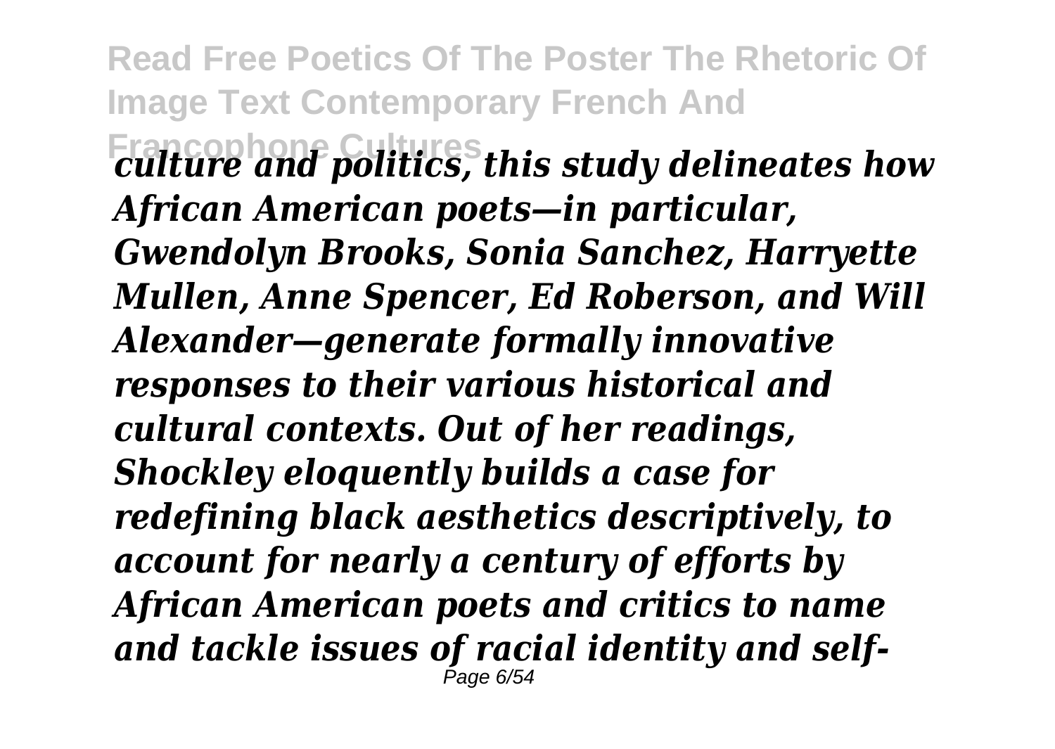*culture and politics, this study delineates how African American poets—in particular, Gwendolyn Brooks, Sonia Sanchez, Harryette Mullen, Anne Spencer, Ed Roberson, and Will Alexander—generate formally innovative responses to their various historical and cultural contexts. Out of her readings, Shockley eloquently builds a case for redefining black aesthetics descriptively, to account for nearly a century of efforts by African American poets and critics to name and tackle issues of racial identity and self-*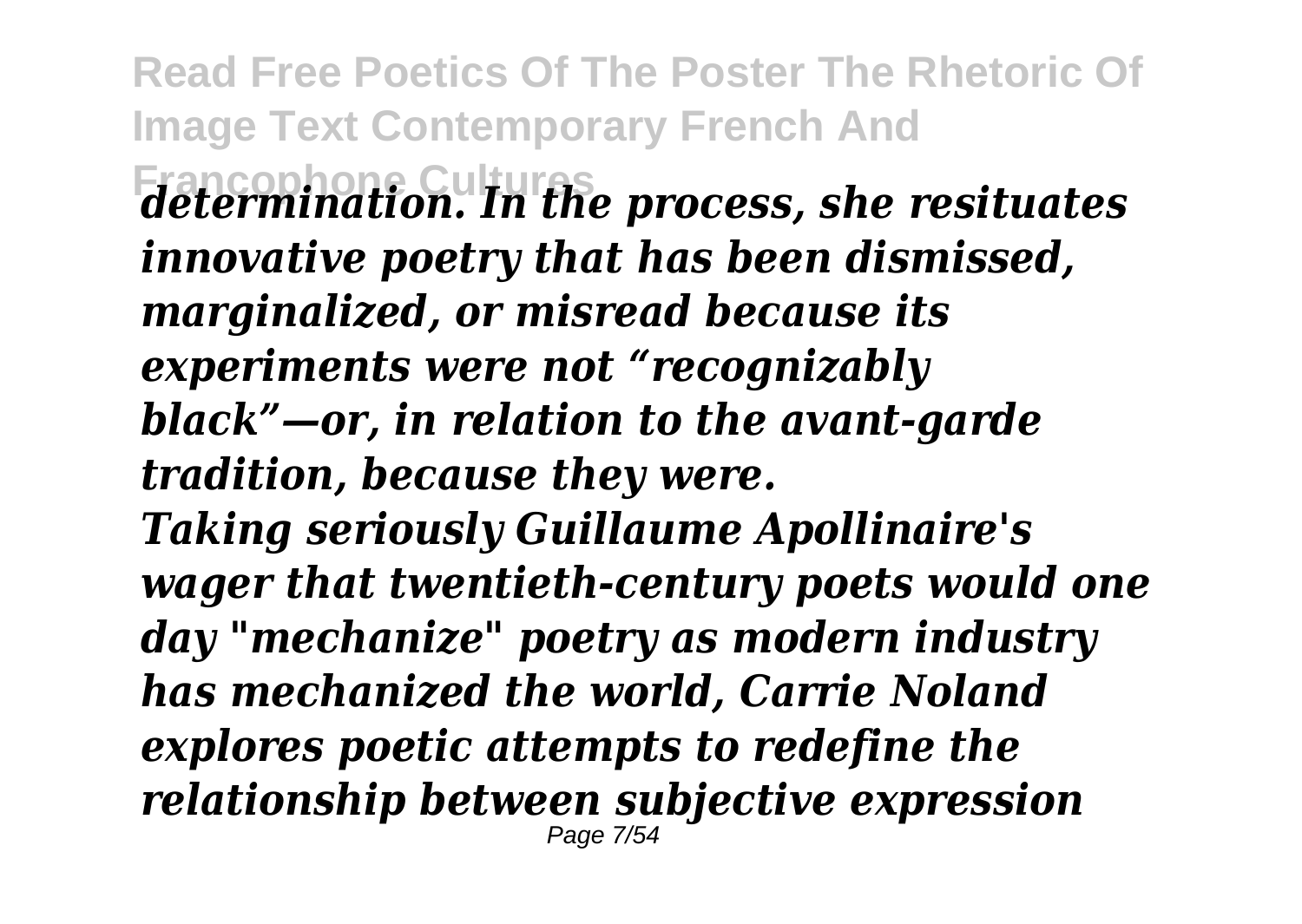*determination. In the process, she resituates innovative poetry that has been dismissed, marginalized, or misread because its experiments were not "recognizably black"—or, in relation to the avant-garde tradition, because they were.*

*Taking seriously Guillaume Apollinaire's wager that twentieth-century poets would one day "mechanize" poetry as modern industry has mechanized the world, Carrie Noland explores poetic attempts to redefine the relationship between subjective expression*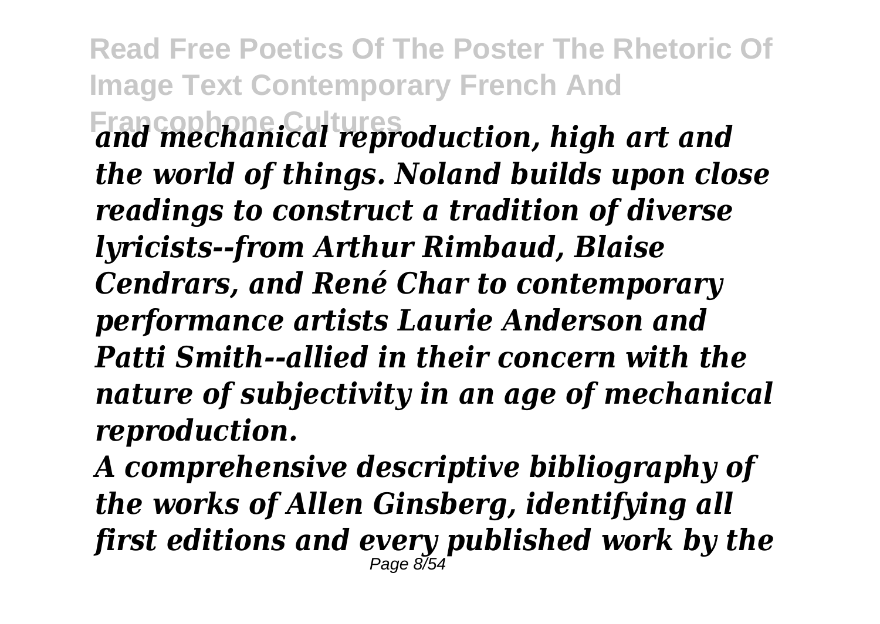*and mechanical reproduction, high art and the world of things. Noland builds upon close readings to construct a tradition of diverse lyricists--from Arthur Rimbaud, Blaise Cendrars, and René Char to contemporary performance artists Laurie Anderson and Patti Smith--allied in their concern with the nature of subjectivity in an age of mechanical reproduction.*

*A comprehensive descriptive bibliography of the works of Allen Ginsberg, identifying all first editions and every published work by the*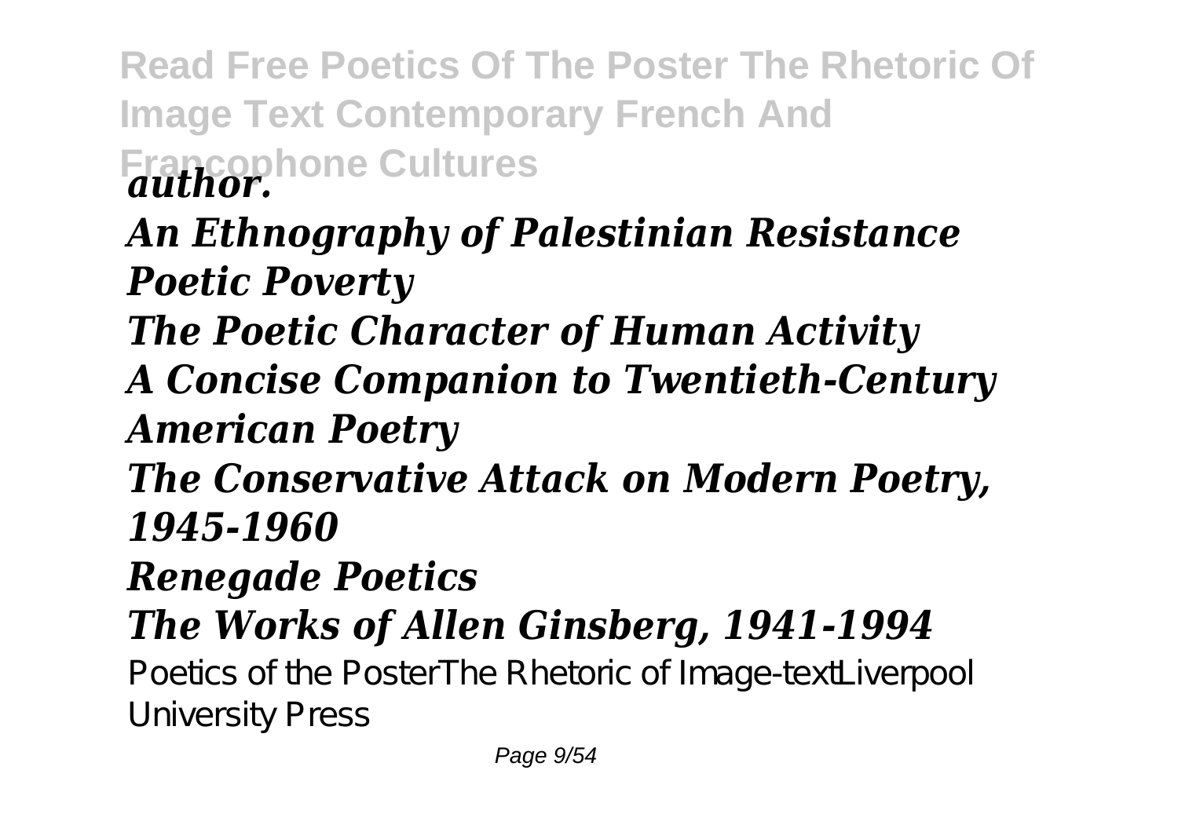*author.*

*An Ethnography of Palestinian Resistance*
*Poetic Poverty*
*The Poetic Character of Human Activity*
*A Concise Companion to Twentieth-Century American Poetry*
*The Conservative Attack on Modern Poetry, 1945-1960*
*Renegade Poetics*
*The Works of Allen Ginsberg, 1941-1994*

Poetics of the PosterThe Rhetoric of Image-textLiverpool University Press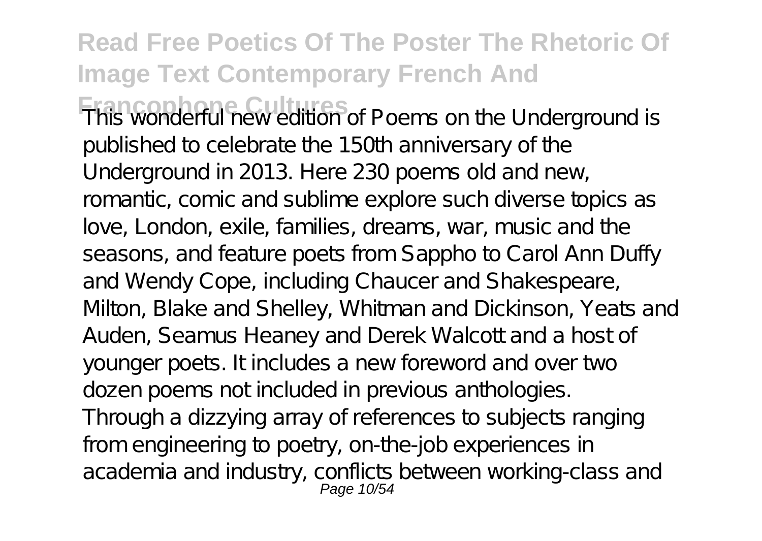This wonderful new edition of Poems on the Underground is published to celebrate the 150th anniversary of the Underground in 2013. Here 230 poems old and new, romantic, comic and sublime explore such diverse topics as love, London, exile, families, dreams, war, music and the seasons, and feature poets from Sappho to Carol Ann Duffy and Wendy Cope, including Chaucer and Shakespeare, Milton, Blake and Shelley, Whitman and Dickinson, Yeats and Auden, Seamus Heaney and Derek Walcott and a host of younger poets. It includes a new foreword and over two dozen poems not included in previous anthologies.

Through a dizzying array of references to subjects ranging from engineering to poetry, on-the-job experiences in academia and industry, conflicts between working-class and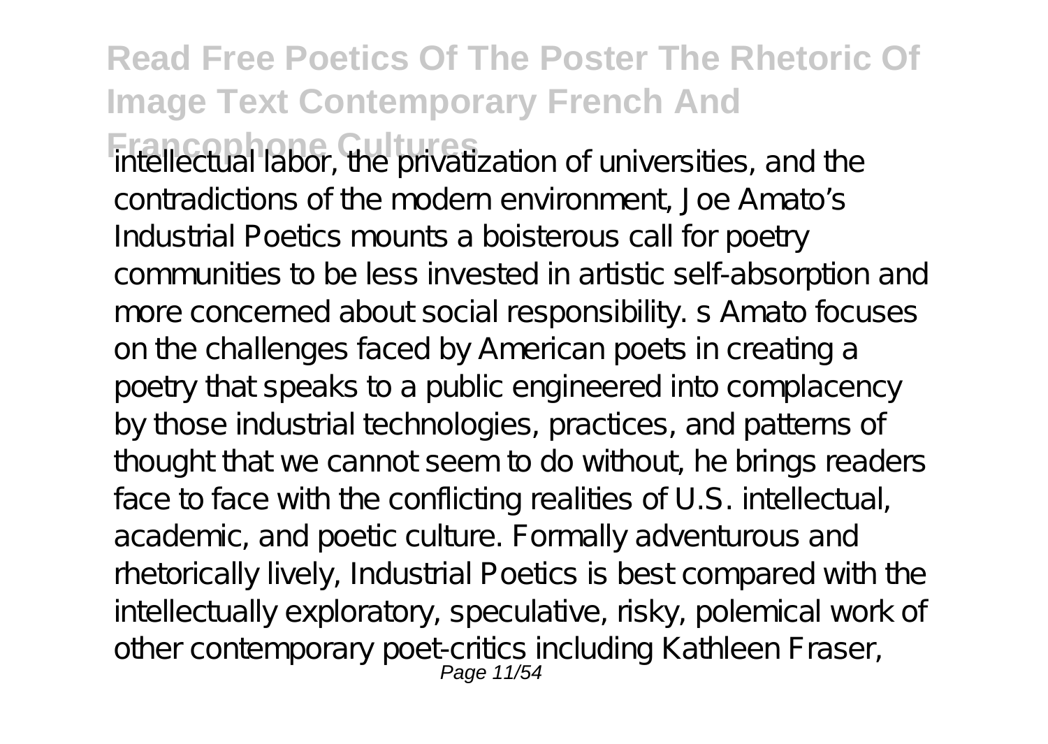intellectual labor, the privatization of universities, and the contradictions of the modern environment, Joe Amato's Industrial Poetics mounts a boisterous call for poetry communities to be less invested in artistic self-absorption and more concerned about social responsibility. s Amato focuses on the challenges faced by American poets in creating a poetry that speaks to a public engineered into complacency by those industrial technologies, practices, and patterns of thought that we cannot seem to do without, he brings readers face to face with the conflicting realities of U.S. intellectual, academic, and poetic culture. Formally adventurous and rhetorically lively, Industrial Poetics is best compared with the intellectually exploratory, speculative, risky, polemical work of other contemporary poet-critics including Kathleen Fraser,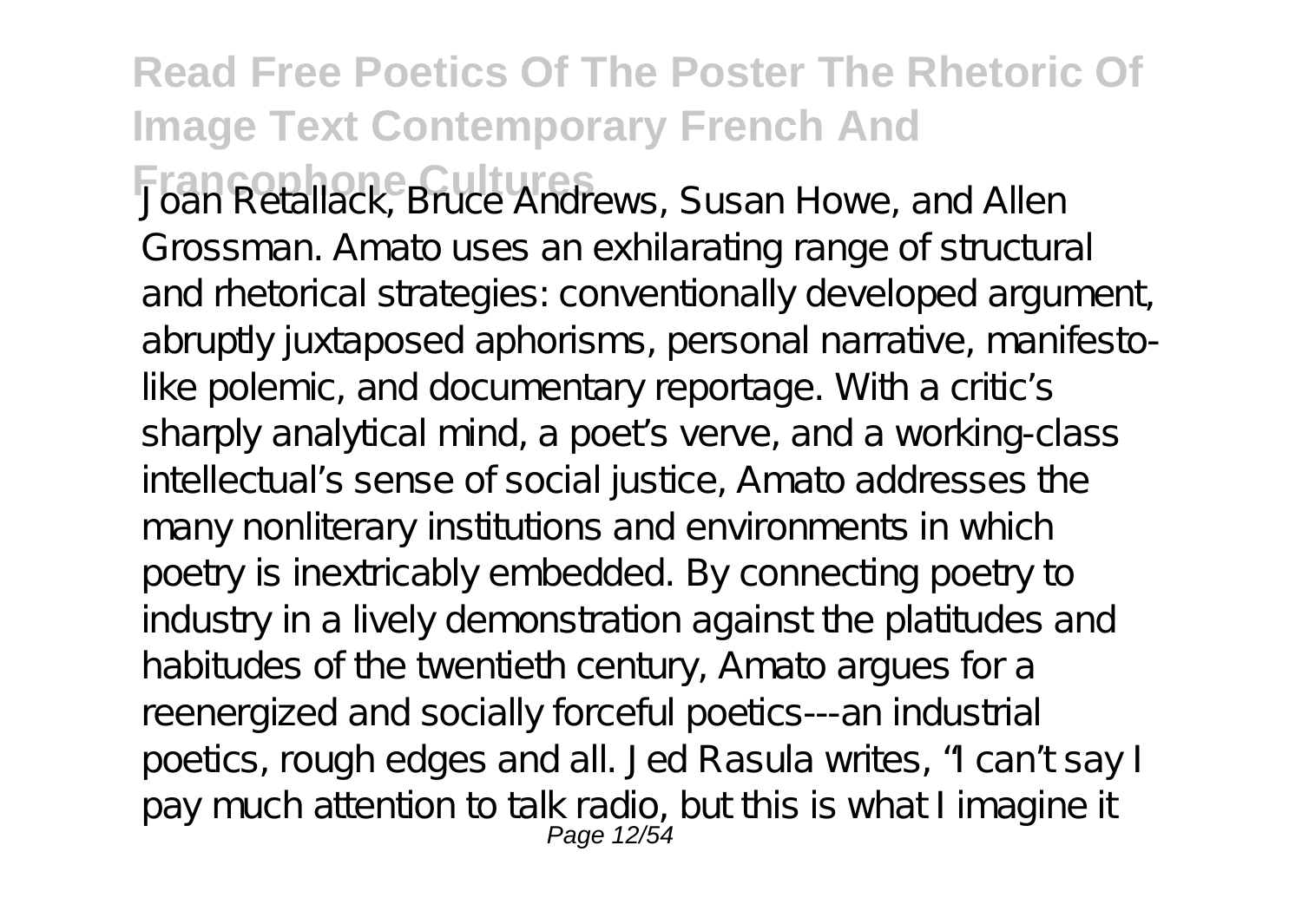Joan Retallack, Bruce Andrews, Susan Howe, and Allen Grossman. Amato uses an exhilarating range of structural and rhetorical strategies: conventionally developed argument, abruptly juxtaposed aphorisms, personal narrative, manifesto-like polemic, and documentary reportage. With a critic's sharply analytical mind, a poet's verve, and a working-class intellectual's sense of social justice, Amato addresses the many nonliterary institutions and environments in which poetry is inextricably embedded. By connecting poetry to industry in a lively demonstration against the platitudes and habitudes of the twentieth century, Amato argues for a reenergized and socially forceful poetics---an industrial poetics, rough edges and all. Jed Rasula writes, "I can't say I pay much attention to talk radio, but this is what I imagine it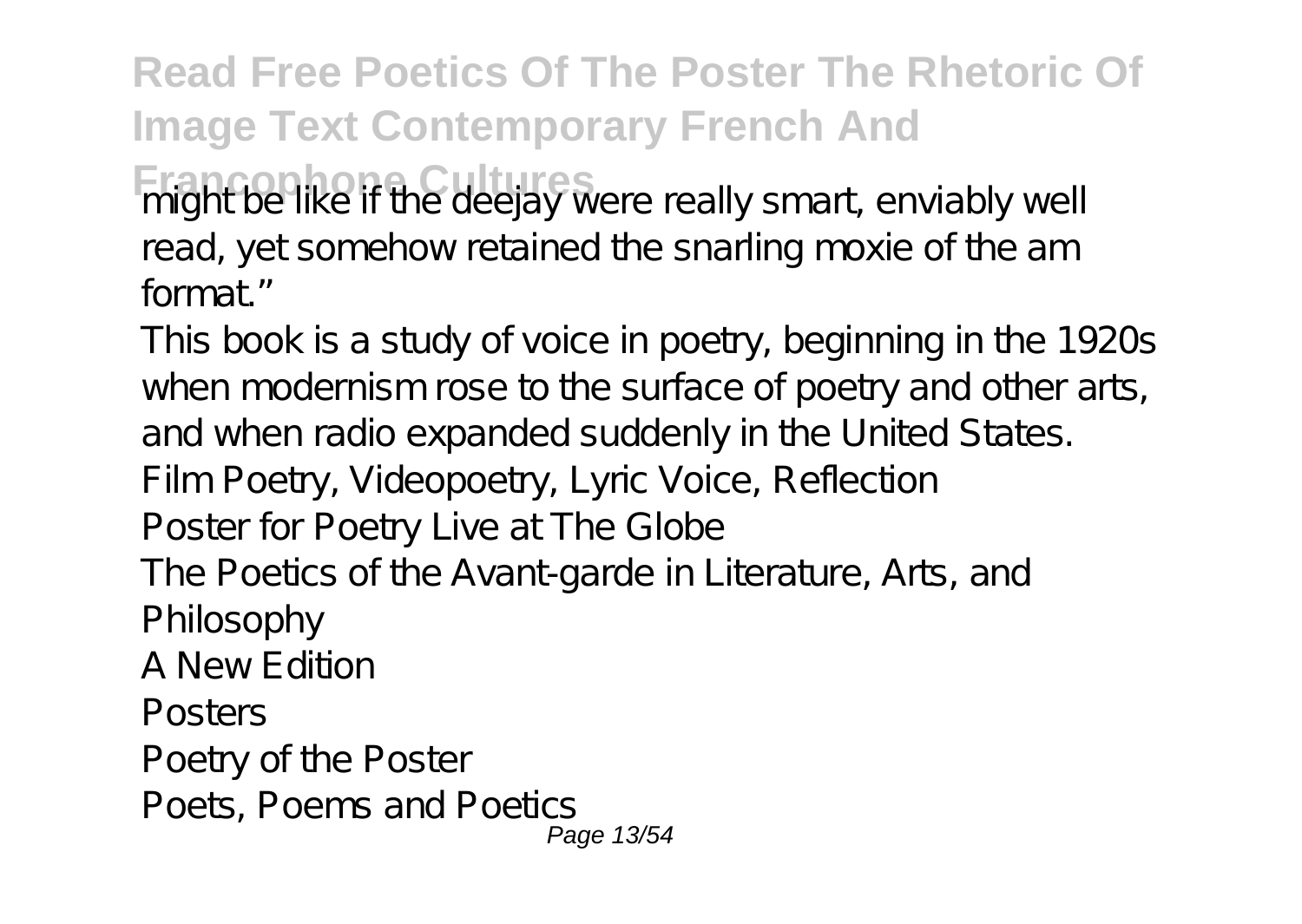might be like if the deejay were really smart, enviably well read, yet somehow retained the snarling moxie of the am format."

This book is a study of voice in poetry, beginning in the 1920s when modernism rose to the surface of poetry and other arts, and when radio expanded suddenly in the United States.

Film Poetry, Videopoetry, Lyric Voice, Reflection

Poster for Poetry Live at The Globe

The Poetics of the Avant-garde in Literature, Arts, and Philosophy

A New Edition

Posters

Poetry of the Poster

Poets, Poems and Poetics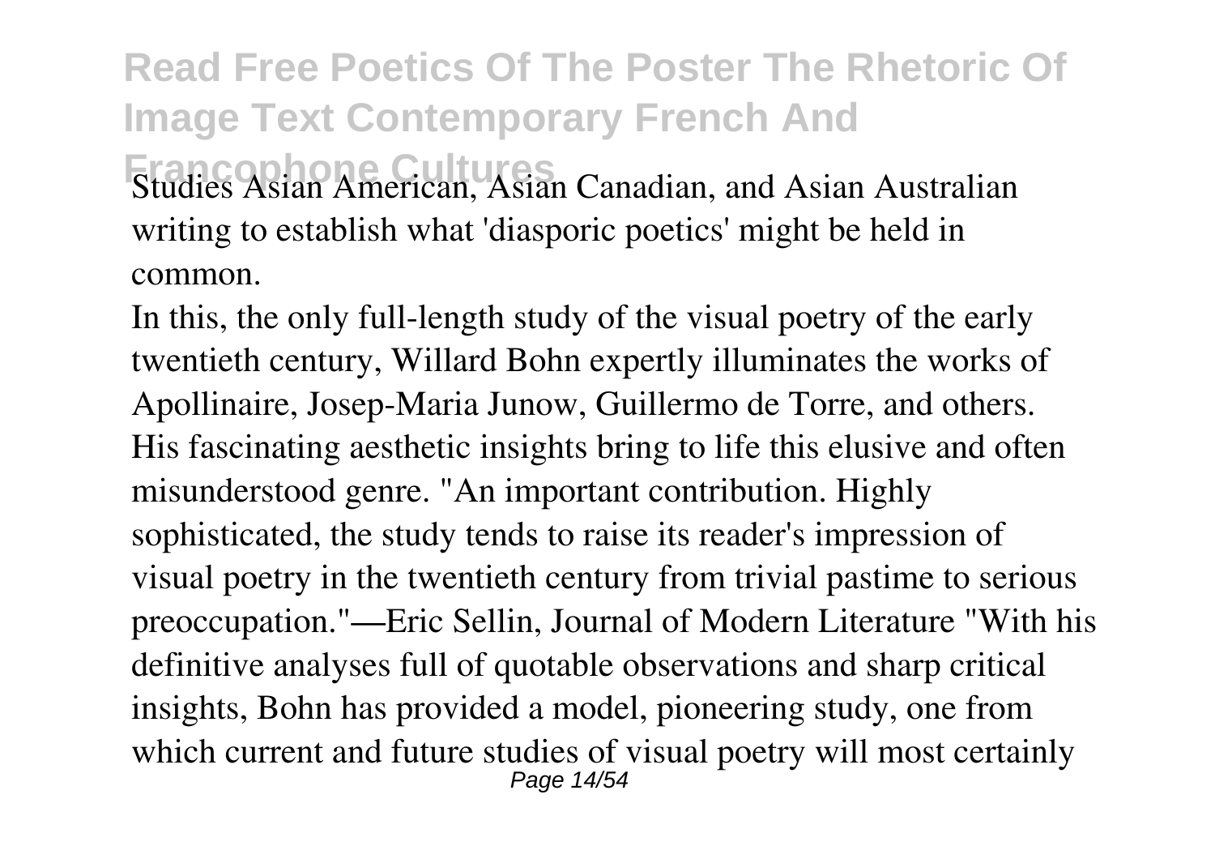Studies Asian American, Asian Canadian, and Asian Australian writing to establish what 'diasporic poetics' might be held in common.

In this, the only full-length study of the visual poetry of the early twentieth century, Willard Bohn expertly illuminates the works of Apollinaire, Josep-Maria Junow, Guillermo de Torre, and others. His fascinating aesthetic insights bring to life this elusive and often misunderstood genre. "An important contribution. Highly sophisticated, the study tends to raise its reader's impression of visual poetry in the twentieth century from trivial pastime to serious preoccupation."—Eric Sellin, Journal of Modern Literature "With his definitive analyses full of quotable observations and sharp critical insights, Bohn has provided a model, pioneering study, one from which current and future studies of visual poetry will most certainly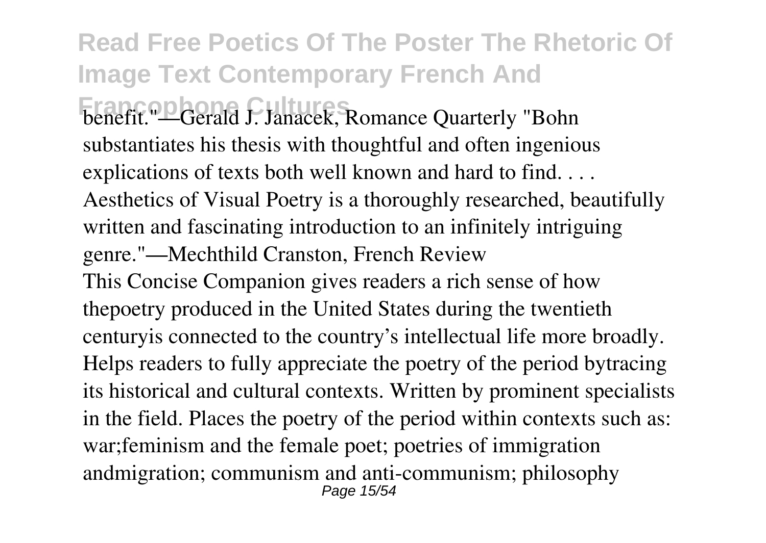benefit."—Gerald J. Janacek, Romance Quarterly "Bohn substantiates his thesis with thoughtful and often ingenious explications of texts both well known and hard to find. . . . Aesthetics of Visual Poetry is a thoroughly researched, beautifully written and fascinating introduction to an infinitely intriguing genre."—Mechthild Cranston, French Review

This Concise Companion gives readers a rich sense of how thepoetry produced in the United States during the twentieth centuryis connected to the country's intellectual life more broadly. Helps readers to fully appreciate the poetry of the period bytracing its historical and cultural contexts. Written by prominent specialists in the field. Places the poetry of the period within contexts such as: war;feminism and the female poet; poetries of immigration andmigration; communism and anti-communism; philosophy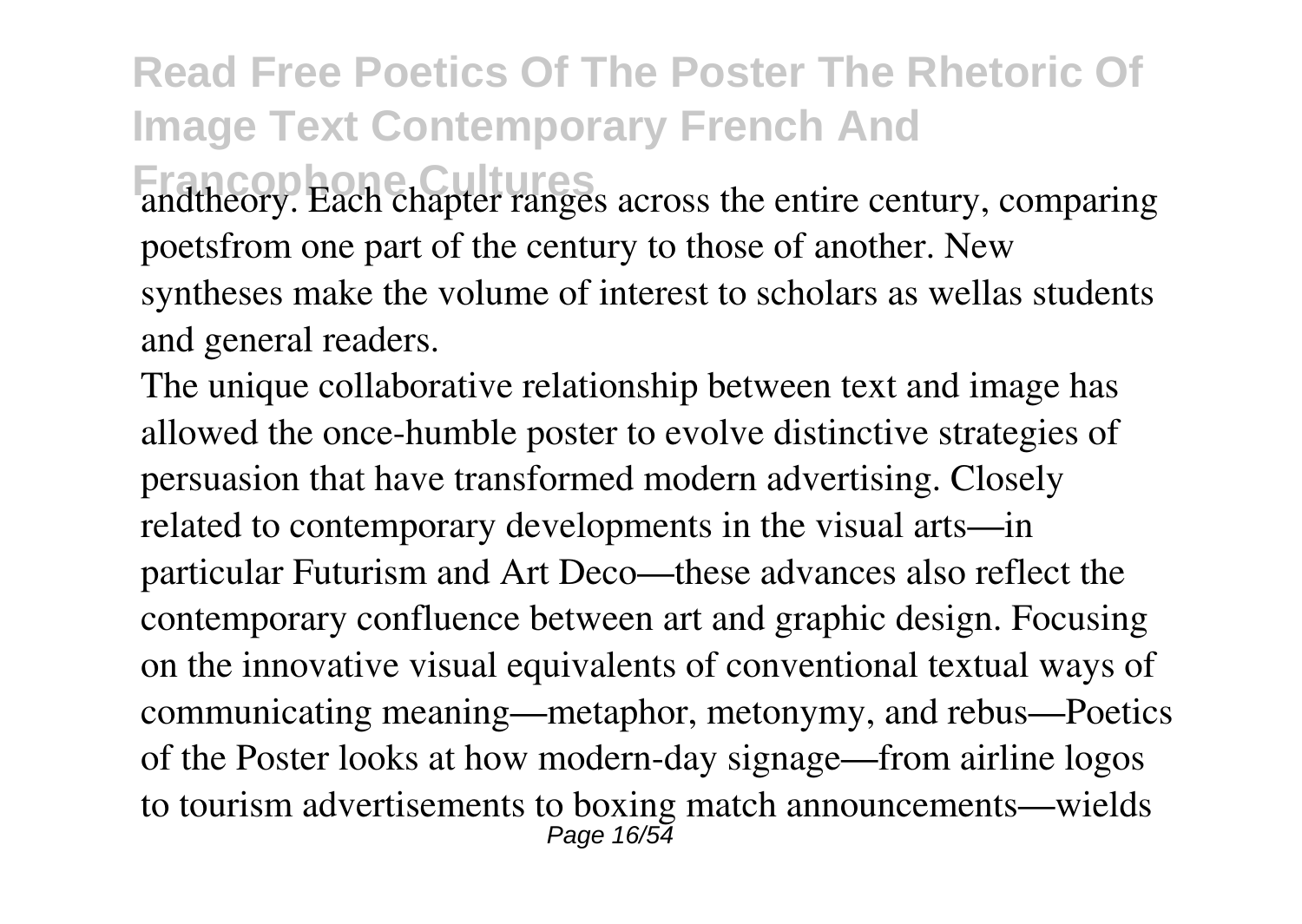andtheory. Each chapter ranges across the entire century, comparing poetsfrom one part of the century to those of another. New syntheses make the volume of interest to scholars as wellas students and general readers.

The unique collaborative relationship between text and image has allowed the once-humble poster to evolve distinctive strategies of persuasion that have transformed modern advertising. Closely related to contemporary developments in the visual arts—in particular Futurism and Art Deco—these advances also reflect the contemporary confluence between art and graphic design. Focusing on the innovative visual equivalents of conventional textual ways of communicating meaning—metaphor, metonymy, and rebus—Poetics of the Poster looks at how modern-day signage—from airline logos to tourism advertisements to boxing match announcements—wields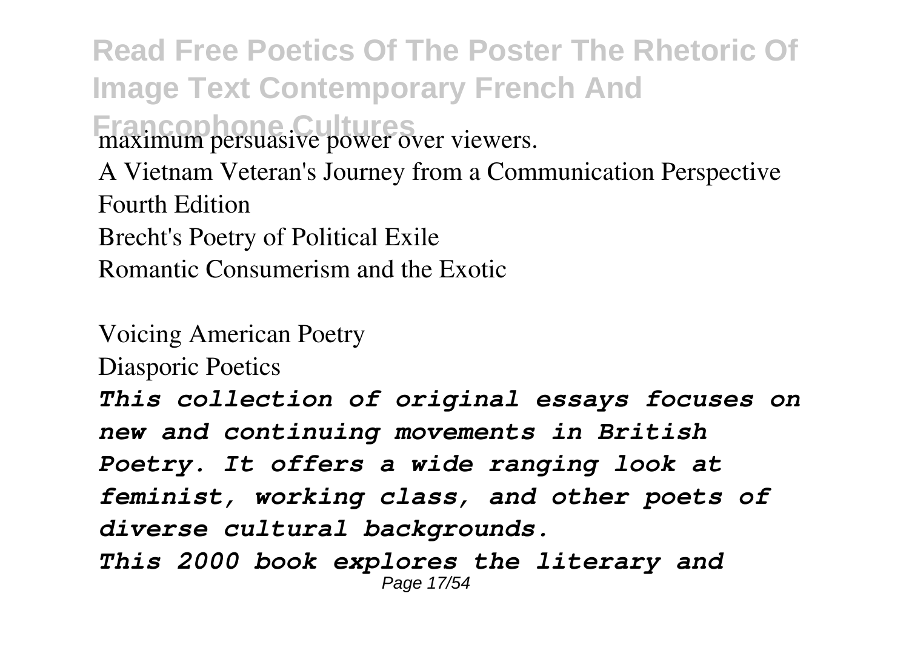maximum persuasive power over viewers.

A Vietnam Veteran's Journey from a Communication Perspective

Fourth Edition

Brecht's Poetry of Political Exile

Romantic Consumerism and the Exotic

Voicing American Poetry

Diasporic Poetics

***This collection of original essays focuses on new and continuing movements in British Poetry. It offers a wide ranging look at feminist, working class, and other poets of diverse cultural backgrounds.***

***This 2000 book explores the literary and***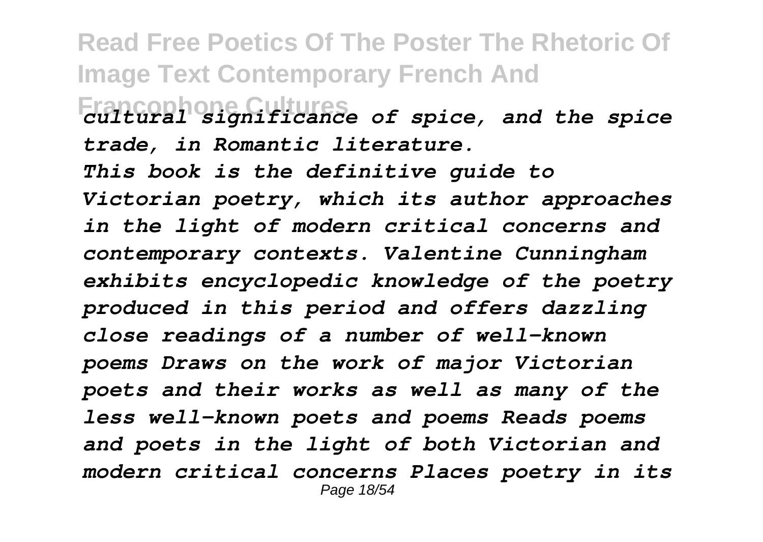*cultural significance of spice, and the spice trade, in Romantic literature.*

*This book is the definitive guide to Victorian poetry, which its author approaches in the light of modern critical concerns and contemporary contexts. Valentine Cunningham exhibits encyclopedic knowledge of the poetry produced in this period and offers dazzling close readings of a number of well-known poems Draws on the work of major Victorian poets and their works as well as many of the less well-known poets and poems Reads poems and poets in the light of both Victorian and modern critical concerns Places poetry in its*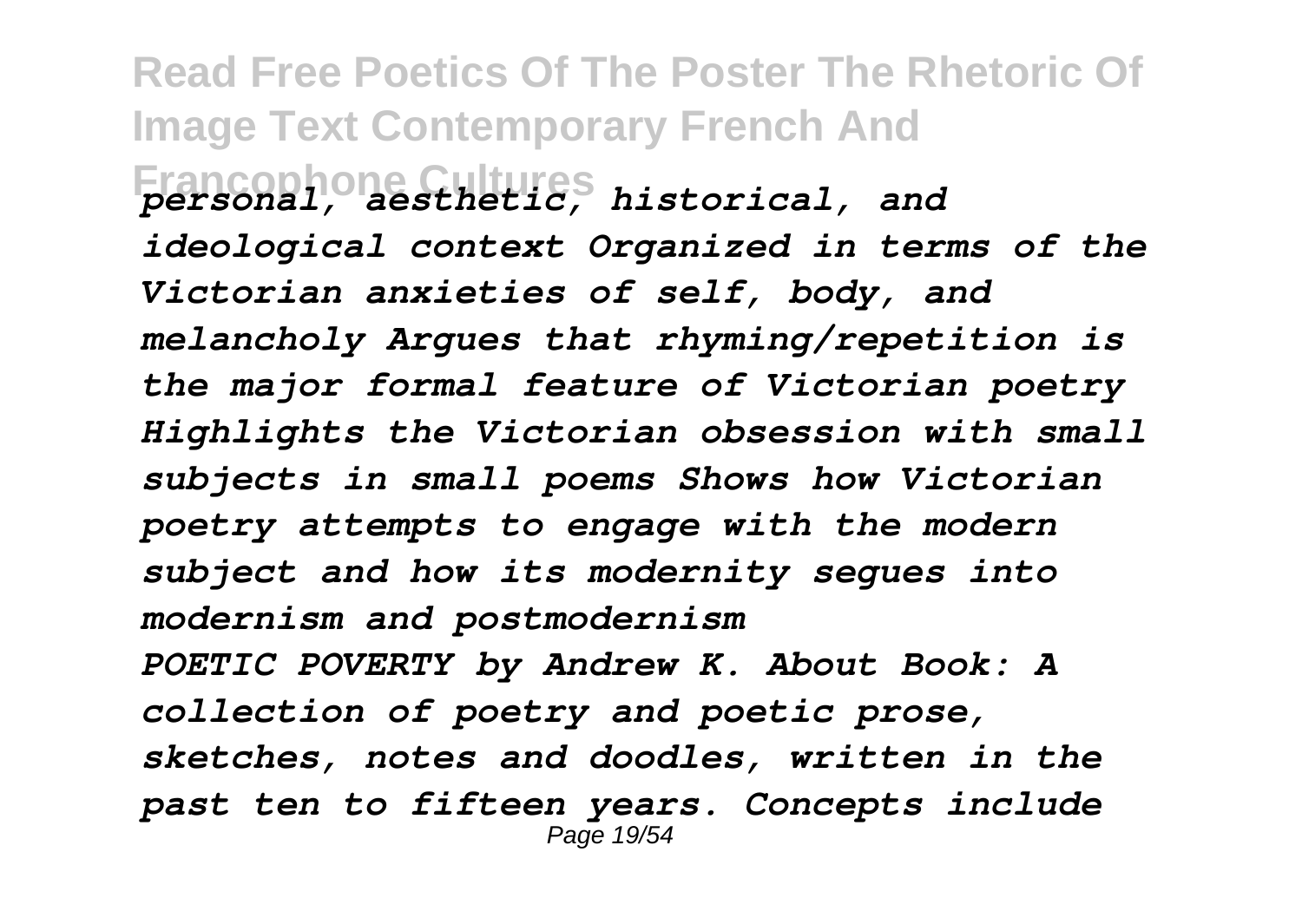*personal, aesthetic, historical, and ideological context Organized in terms of the Victorian anxieties of self, body, and melancholy Argues that rhyming/repetition is the major formal feature of Victorian poetry Highlights the Victorian obsession with small subjects in small poems Shows how Victorian poetry attempts to engage with the modern subject and how its modernity segues into modernism and postmodernism*

*POETIC POVERTY by Andrew K. About Book: A collection of poetry and poetic prose, sketches, notes and doodles, written in the past ten to fifteen years. Concepts include*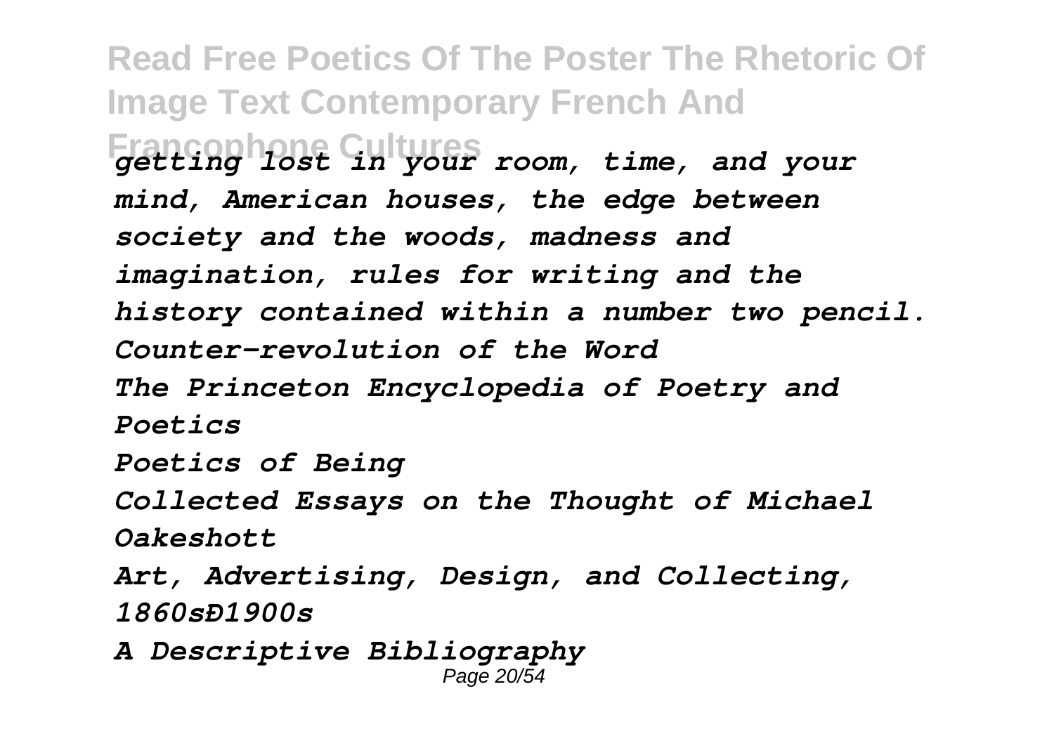*getting lost in your room, time, and your mind, American houses, the edge between society and the woods, madness and imagination, rules for writing and the history contained within a number two pencil.*

*Counter-revolution of the Word*

*The Princeton Encyclopedia of Poetry and Poetics*

*Poetics of Being*

*Collected Essays on the Thought of Michael Oakeshott*

*Art, Advertising, Design, and Collecting, 1860sÐ1900s*

*A Descriptive Bibliography*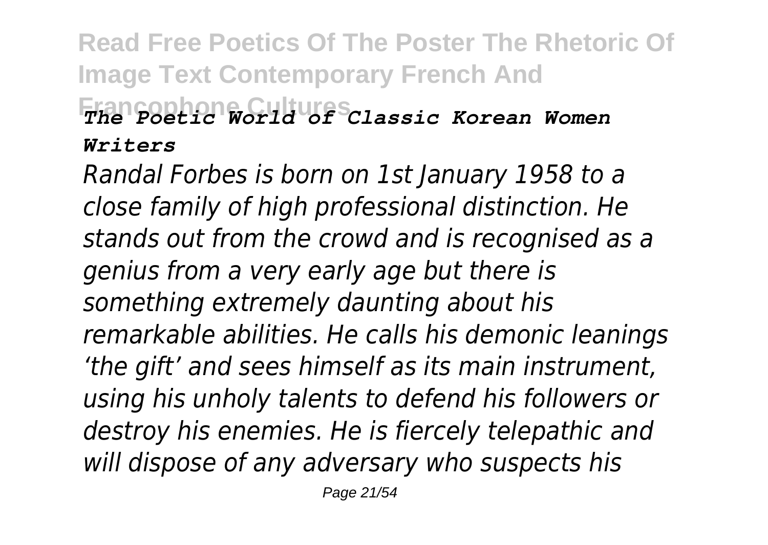*The Poetic World of Classic Korean Women Writers*

*Randal Forbes is born on 1st January 1958 to a close family of high professional distinction. He stands out from the crowd and is recognised as a genius from a very early age but there is something extremely daunting about his remarkable abilities. He calls his demonic leanings 'the gift' and sees himself as its main instrument, using his unholy talents to defend his followers or destroy his enemies. He is fiercely telepathic and will dispose of any adversary who suspects his*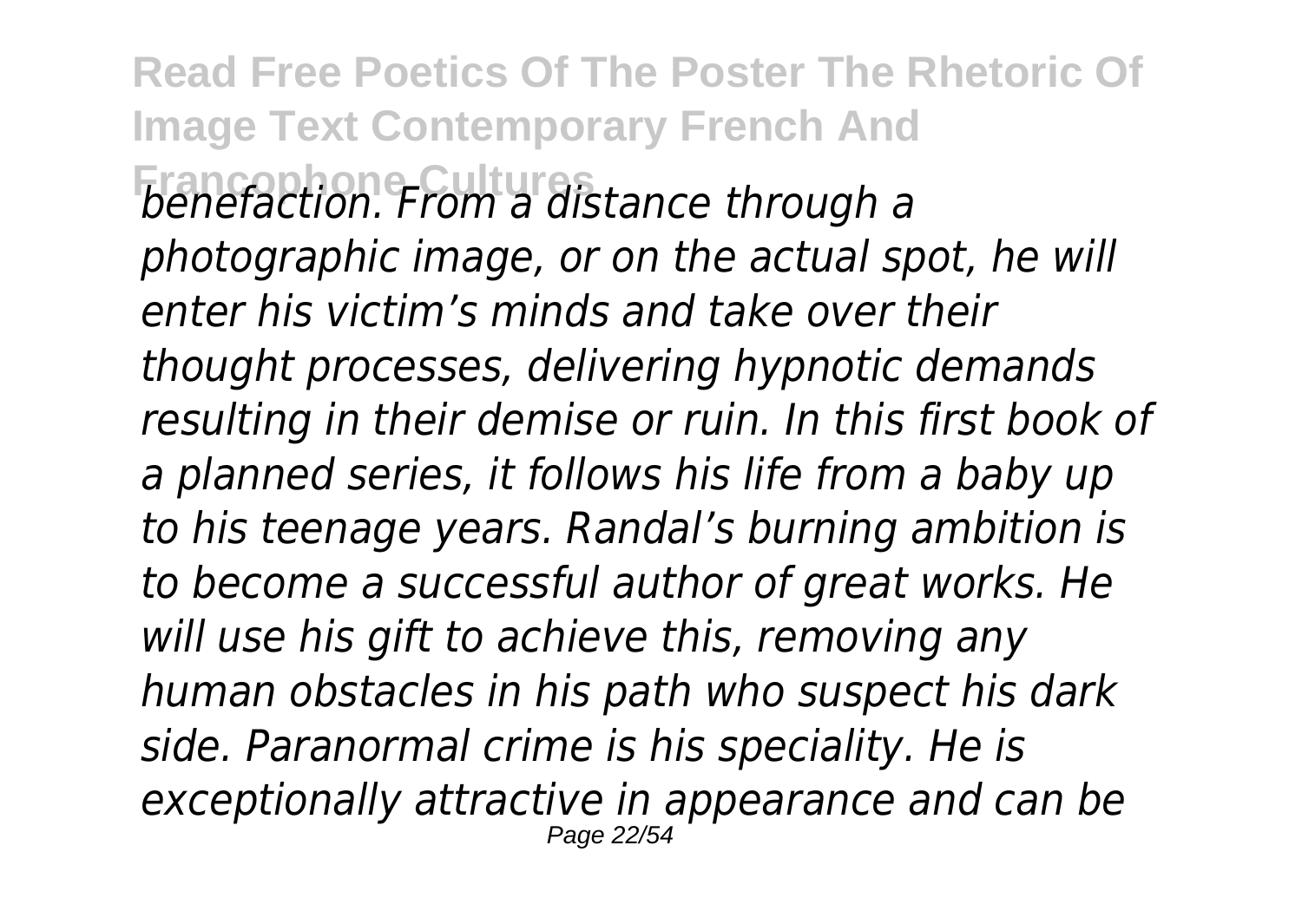*benefaction. From a distance through a photographic image, or on the actual spot, he will enter his victim's minds and take over their thought processes, delivering hypnotic demands resulting in their demise or ruin. In this first book of a planned series, it follows his life from a baby up to his teenage years. Randal's burning ambition is to become a successful author of great works. He will use his gift to achieve this, removing any human obstacles in his path who suspect his dark side. Paranormal crime is his speciality. He is exceptionally attractive in appearance and can be*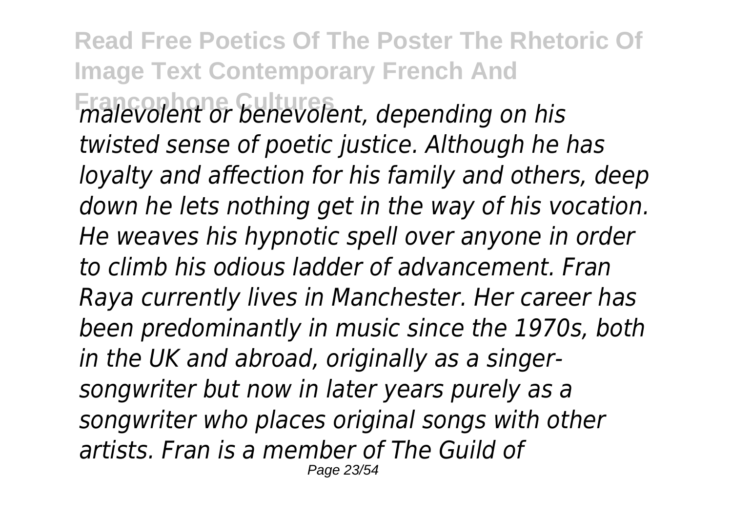*malevolent or benevolent, depending on his twisted sense of poetic justice. Although he has loyalty and affection for his family and others, deep down he lets nothing get in the way of his vocation. He weaves his hypnotic spell over anyone in order to climb his odious ladder of advancement. Fran Raya currently lives in Manchester. Her career has been predominantly in music since the 1970s, both in the UK and abroad, originally as a singer-songwriter but now in later years purely as a songwriter who places original songs with other artists. Fran is a member of The Guild of*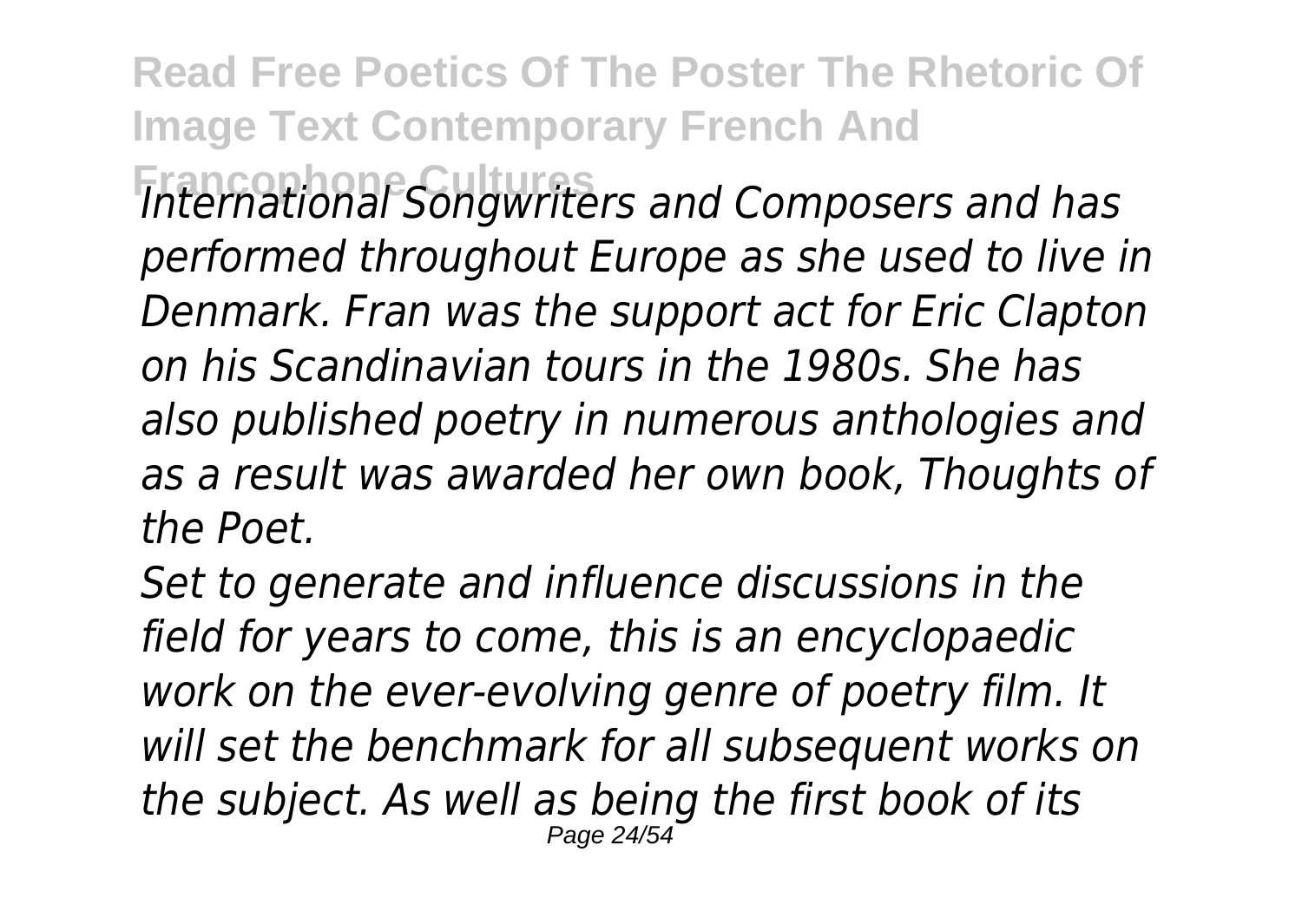*International Songwriters and Composers and has performed throughout Europe as she used to live in Denmark. Fran was the support act for Eric Clapton on his Scandinavian tours in the 1980s. She has also published poetry in numerous anthologies and as a result was awarded her own book, Thoughts of the Poet.*

*Set to generate and influence discussions in the field for years to come, this is an encyclopaedic work on the ever-evolving genre of poetry film. It will set the benchmark for all subsequent works on the subject. As well as being the first book of its*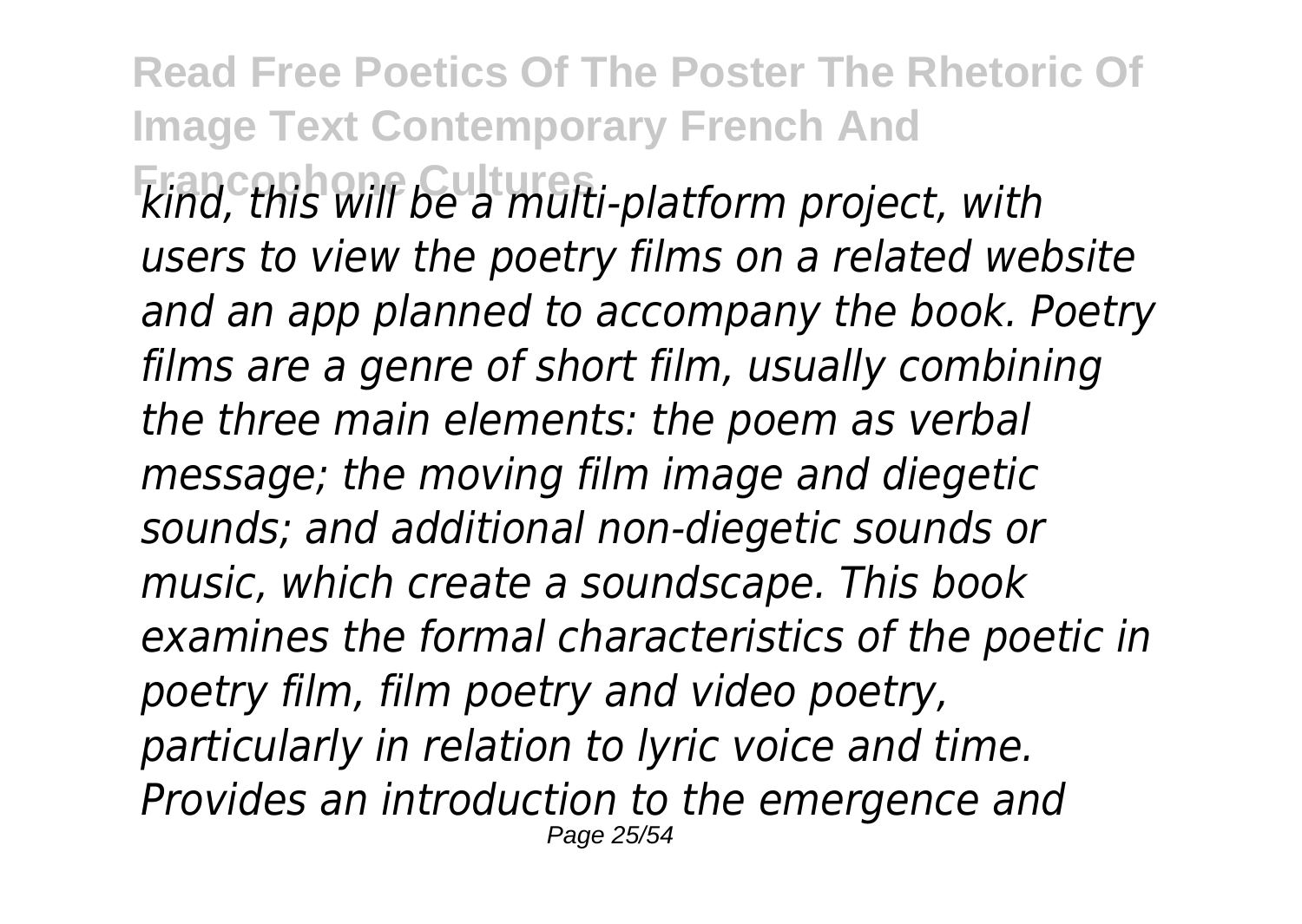*kind, this will be a multi-platform project, with users to view the poetry films on a related website and an app planned to accompany the book. Poetry films are a genre of short film, usually combining the three main elements: the poem as verbal message; the moving film image and diegetic sounds; and additional non-diegetic sounds or music, which create a soundscape. This book examines the formal characteristics of the poetic in poetry film, film poetry and video poetry, particularly in relation to lyric voice and time. Provides an introduction to the emergence and*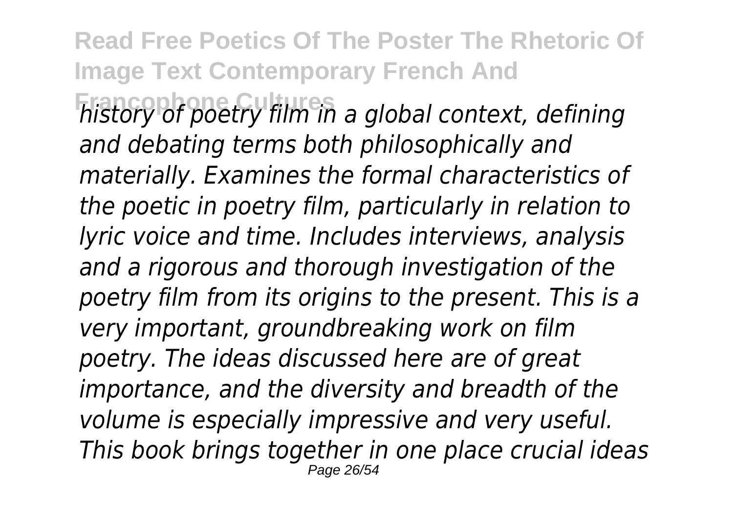*history of poetry film in a global context, defining and debating terms both philosophically and materially. Examines the formal characteristics of the poetic in poetry film, particularly in relation to lyric voice and time. Includes interviews, analysis and a rigorous and thorough investigation of the poetry film from its origins to the present. This is a very important, groundbreaking work on film poetry. The ideas discussed here are of great importance, and the diversity and breadth of the volume is especially impressive and very useful. This book brings together in one place crucial ideas*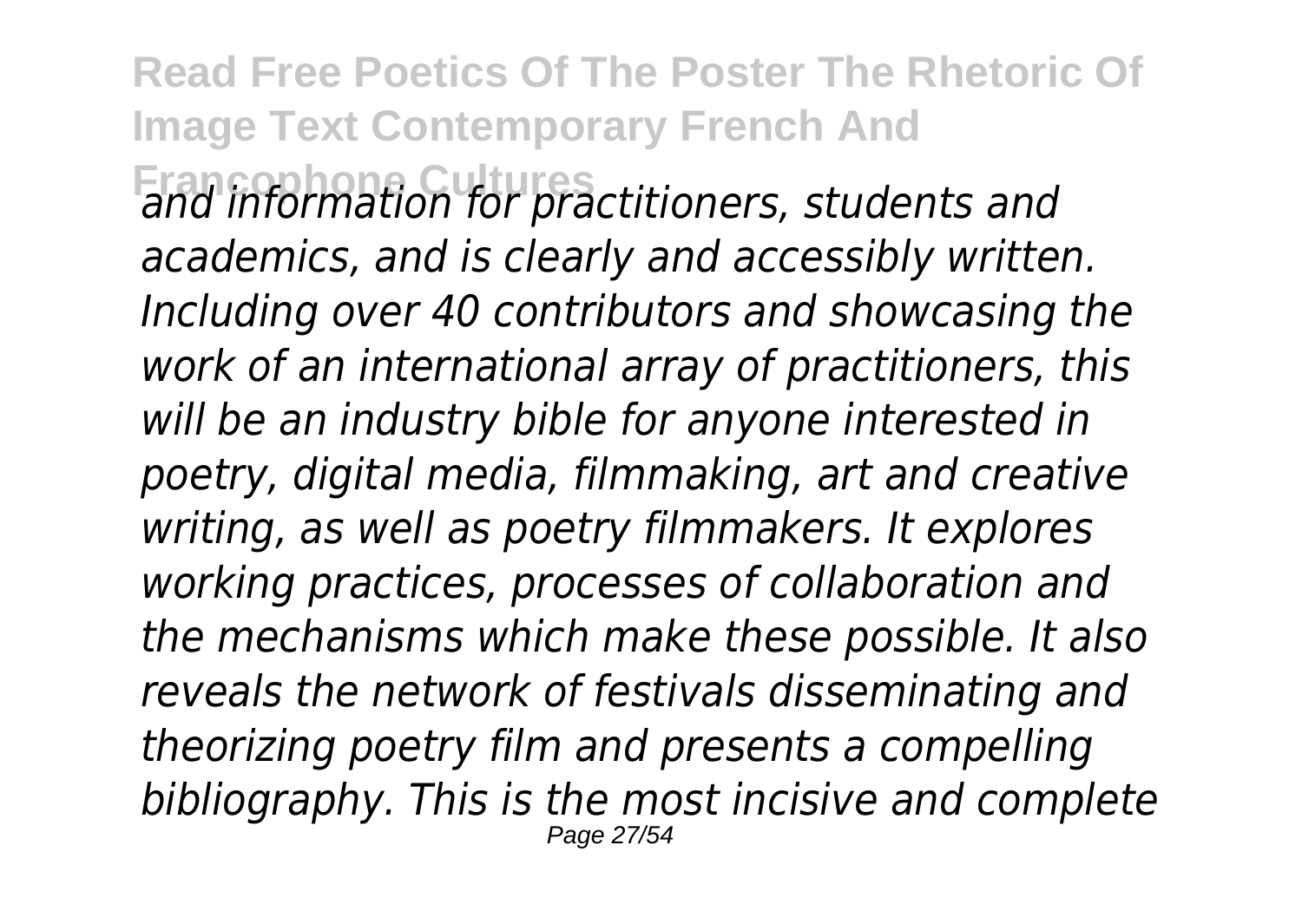*and information for practitioners, students and academics, and is clearly and accessibly written. Including over 40 contributors and showcasing the work of an international array of practitioners, this will be an industry bible for anyone interested in poetry, digital media, filmmaking, art and creative writing, as well as poetry filmmakers. It explores working practices, processes of collaboration and the mechanisms which make these possible. It also reveals the network of festivals disseminating and theorizing poetry film and presents a compelling bibliography. This is the most incisive and complete*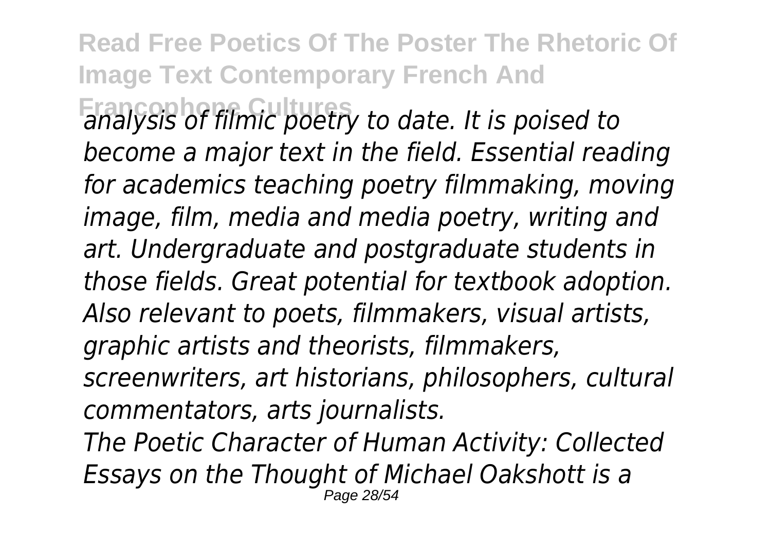*analysis of filmic poetry to date. It is poised to become a major text in the field. Essential reading for academics teaching poetry filmmaking, moving image, film, media and media poetry, writing and art. Undergraduate and postgraduate students in those fields. Great potential for textbook adoption. Also relevant to poets, filmmakers, visual artists, graphic artists and theorists, filmmakers, screenwriters, art historians, philosophers, cultural commentators, arts journalists.*

*The Poetic Character of Human Activity: Collected Essays on the Thought of Michael Oakshott is a*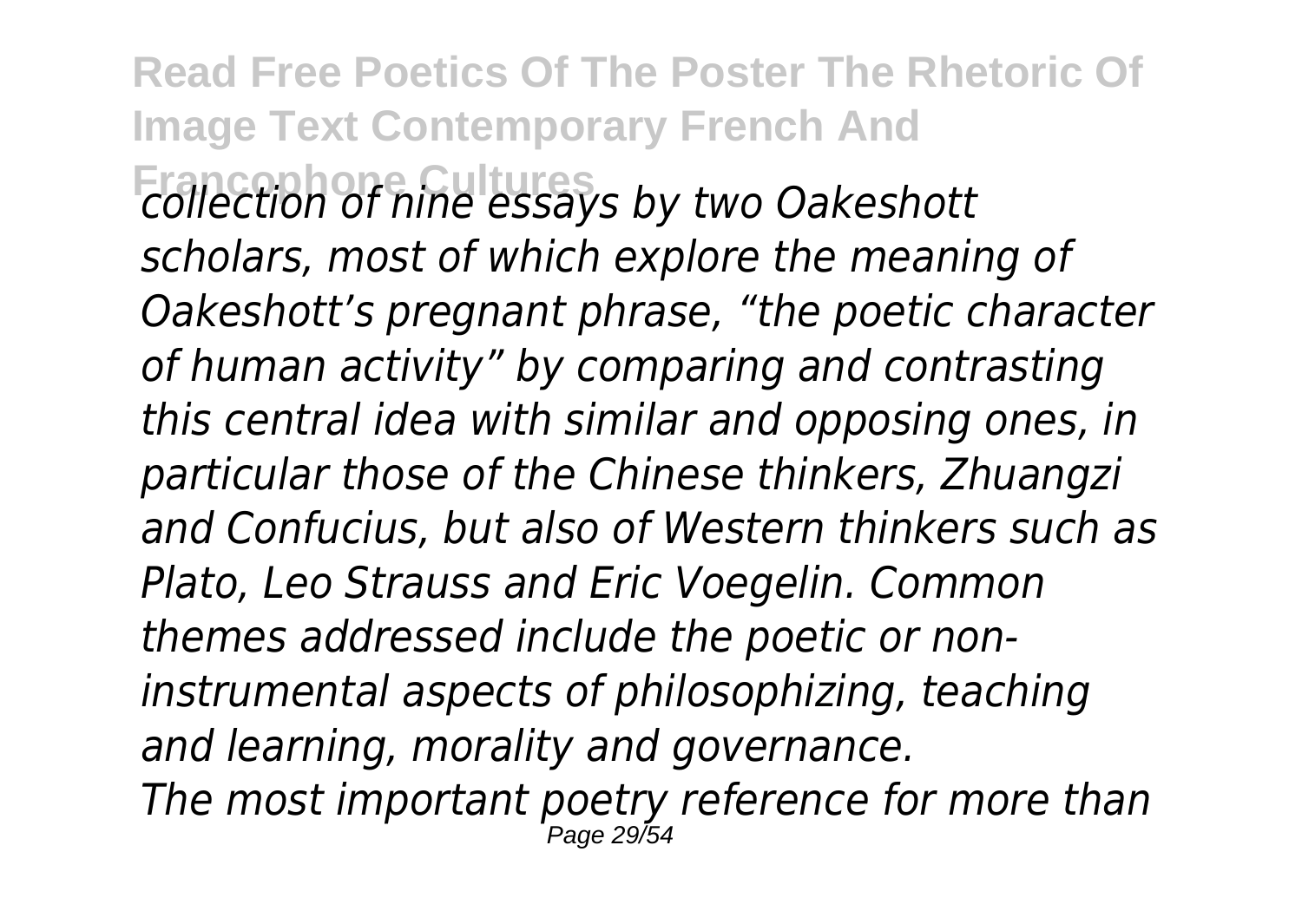*collection of nine essays by two Oakeshott scholars, most of which explore the meaning of Oakeshott's pregnant phrase, "the poetic character of human activity" by comparing and contrasting this central idea with similar and opposing ones, in particular those of the Chinese thinkers, Zhuangzi and Confucius, but also of Western thinkers such as Plato, Leo Strauss and Eric Voegelin. Common themes addressed include the poetic or non-instrumental aspects of philosophizing, teaching and learning, morality and governance.*

*The most important poetry reference for more than*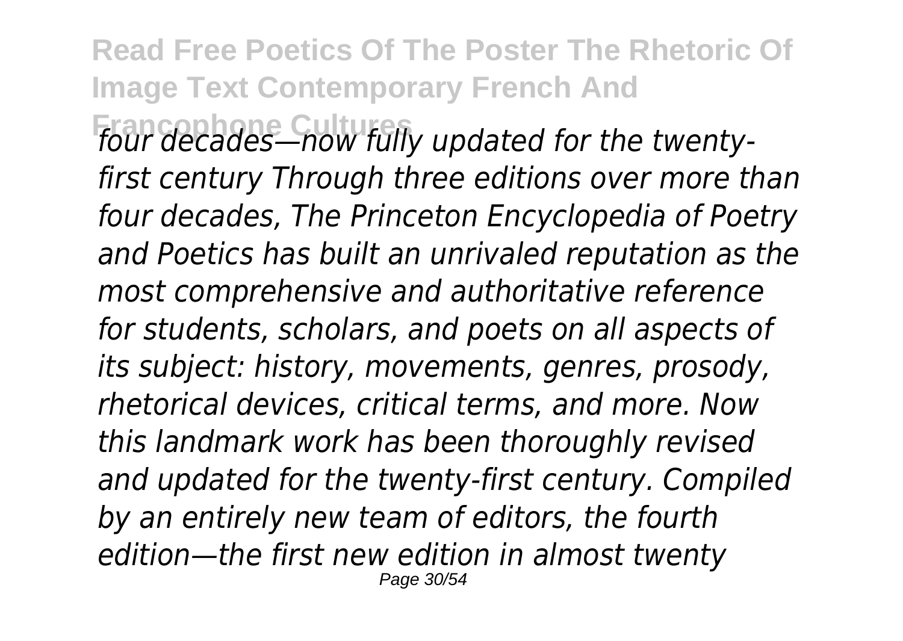*four decades—now fully updated for the twenty-first century Through three editions over more than four decades, The Princeton Encyclopedia of Poetry and Poetics has built an unrivaled reputation as the most comprehensive and authoritative reference for students, scholars, and poets on all aspects of its subject: history, movements, genres, prosody, rhetorical devices, critical terms, and more. Now this landmark work has been thoroughly revised and updated for the twenty-first century. Compiled by an entirely new team of editors, the fourth edition—the first new edition in almost twenty*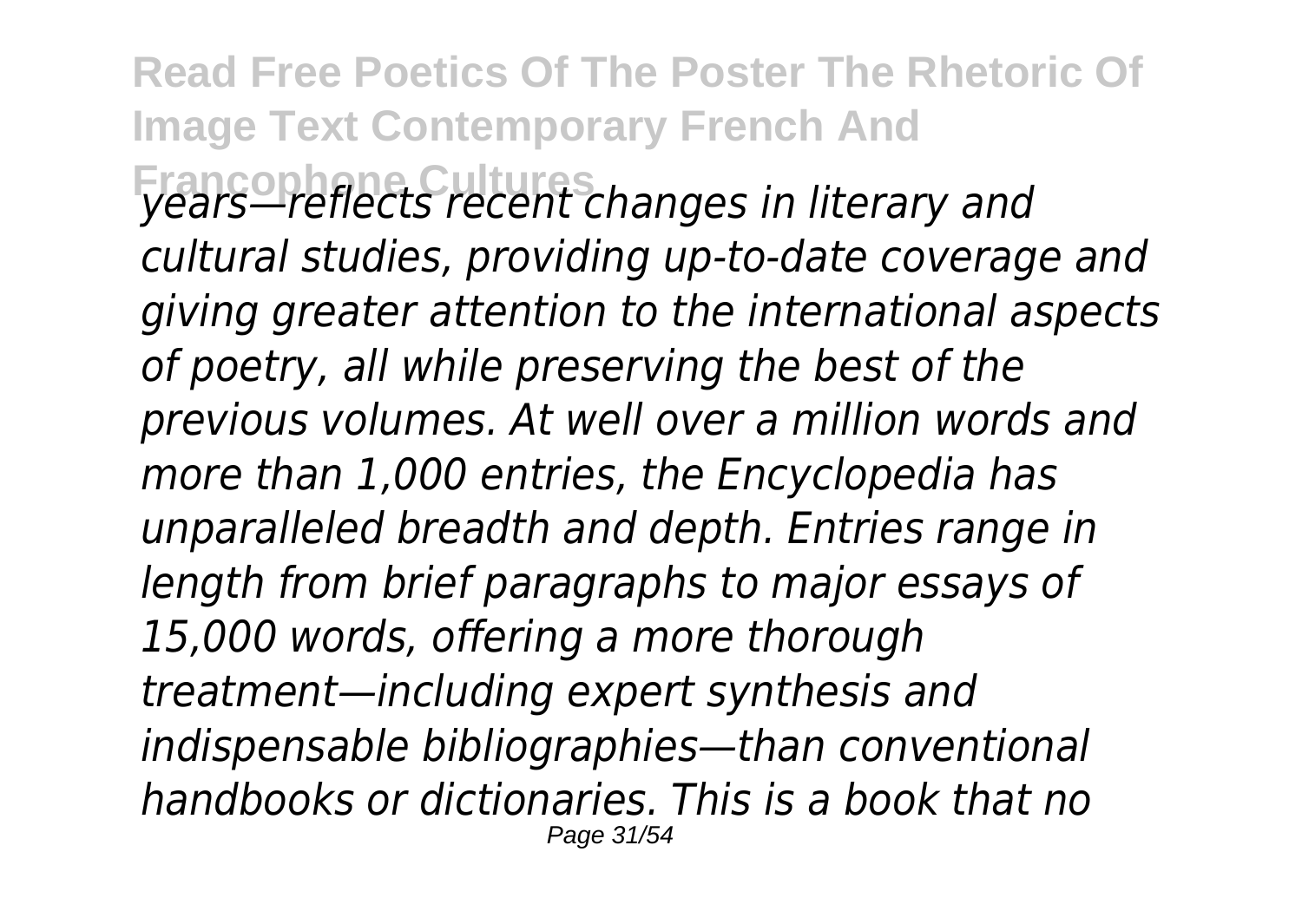*years—reflects recent changes in literary and cultural studies, providing up-to-date coverage and giving greater attention to the international aspects of poetry, all while preserving the best of the previous volumes. At well over a million words and more than 1,000 entries, the Encyclopedia has unparalleled breadth and depth. Entries range in length from brief paragraphs to major essays of 15,000 words, offering a more thorough treatment—including expert synthesis and indispensable bibliographies—than conventional handbooks or dictionaries. This is a book that no*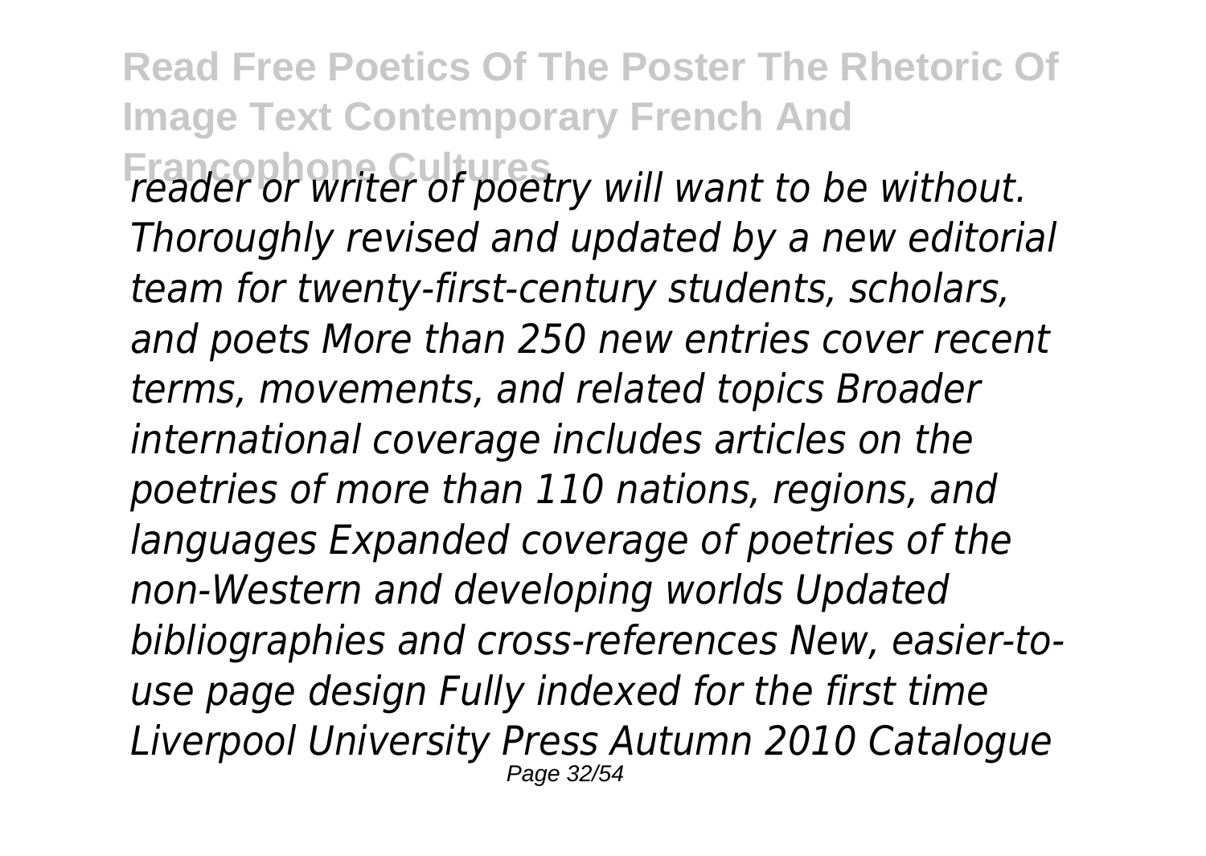*reader or writer of poetry will want to be without. Thoroughly revised and updated by a new editorial team for twenty-first-century students, scholars, and poets More than 250 new entries cover recent terms, movements, and related topics Broader international coverage includes articles on the poetries of more than 110 nations, regions, and languages Expanded coverage of poetries of the non-Western and developing worlds Updated bibliographies and cross-references New, easier-to-use page design Fully indexed for the first time Liverpool University Press Autumn 2010 Catalogue*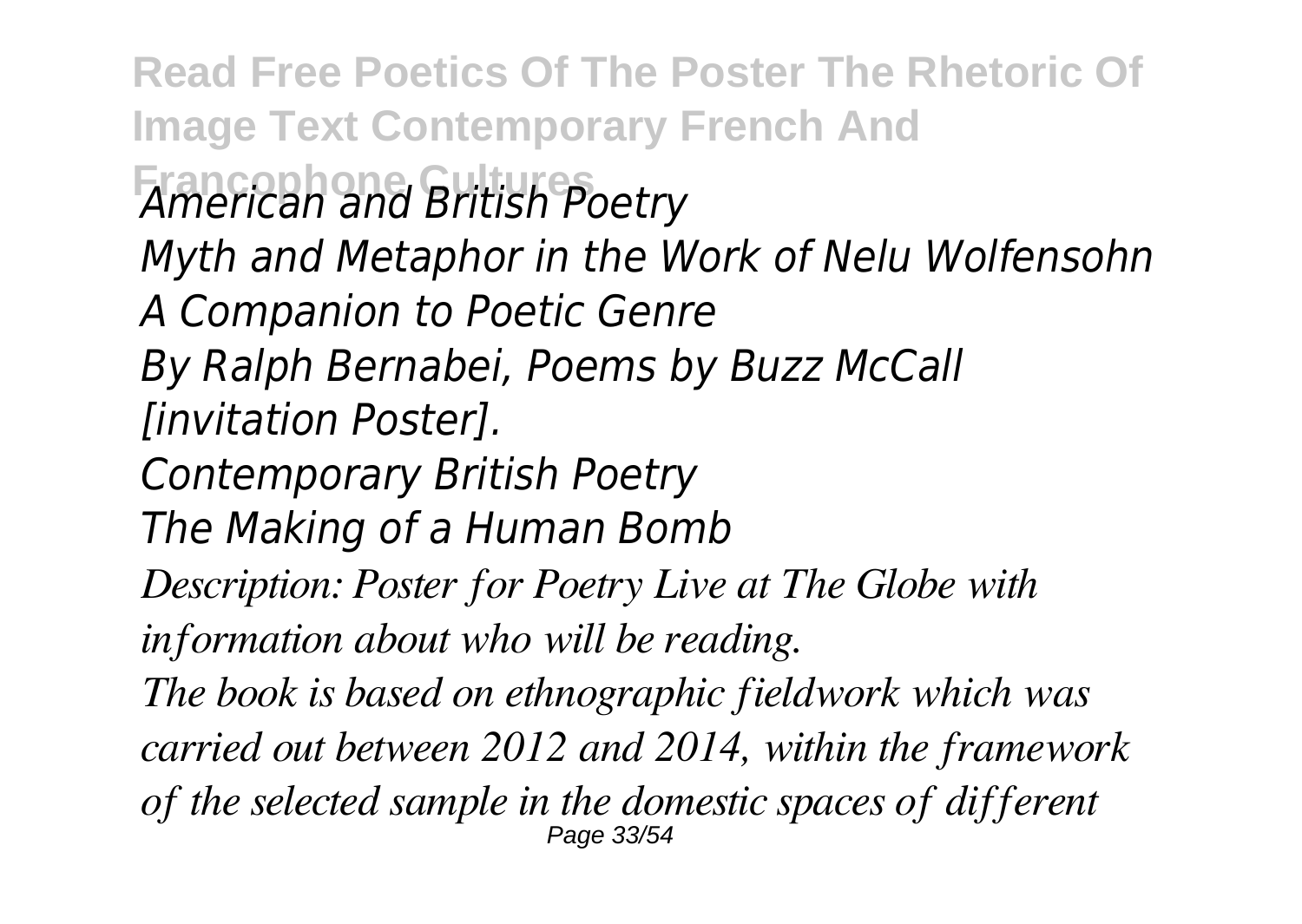*American and British Poetry*

*Myth and Metaphor in the Work of Nelu Wolfensohn*

*A Companion to Poetic Genre*

*By Ralph Bernabei, Poems by Buzz McCall [invitation Poster].*

*Contemporary British Poetry*

*The Making of a Human Bomb*

*Description: Poster for Poetry Live at The Globe with information about who will be reading.*

*The book is based on ethnographic fieldwork which was carried out between 2012 and 2014, within the framework of the selected sample in the domestic spaces of different*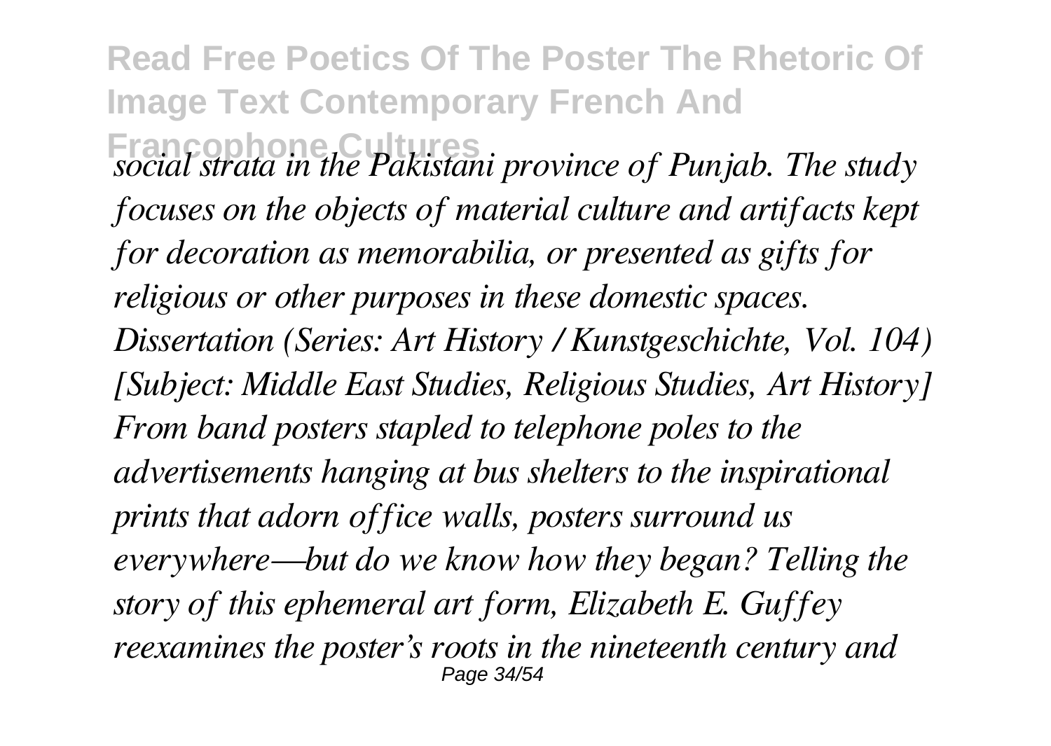*social strata in the Pakistani province of Punjab. The study focuses on the objects of material culture and artifacts kept for decoration as memorabilia, or presented as gifts for religious or other purposes in these domestic spaces. Dissertation (Series: Art History / Kunstgeschichte, Vol. 104) [Subject: Middle East Studies, Religious Studies, Art History]*

*From band posters stapled to telephone poles to the advertisements hanging at bus shelters to the inspirational prints that adorn office walls, posters surround us everywhere—but do we know how they began? Telling the story of this ephemeral art form, Elizabeth E. Guffey reexamines the poster's roots in the nineteenth century and*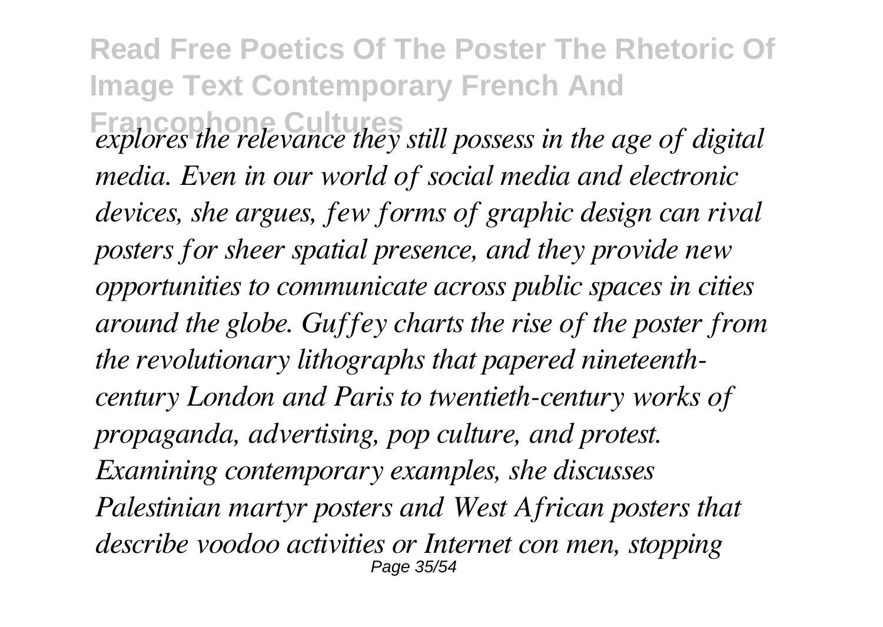*explores the relevance they still possess in the age of digital media. Even in our world of social media and electronic devices, she argues, few forms of graphic design can rival posters for sheer spatial presence, and they provide new opportunities to communicate across public spaces in cities around the globe. Guffey charts the rise of the poster from the revolutionary lithographs that papered nineteenth-century London and Paris to twentieth-century works of propaganda, advertising, pop culture, and protest. Examining contemporary examples, she discusses Palestinian martyr posters and West African posters that describe voodoo activities or Internet con men, stopping*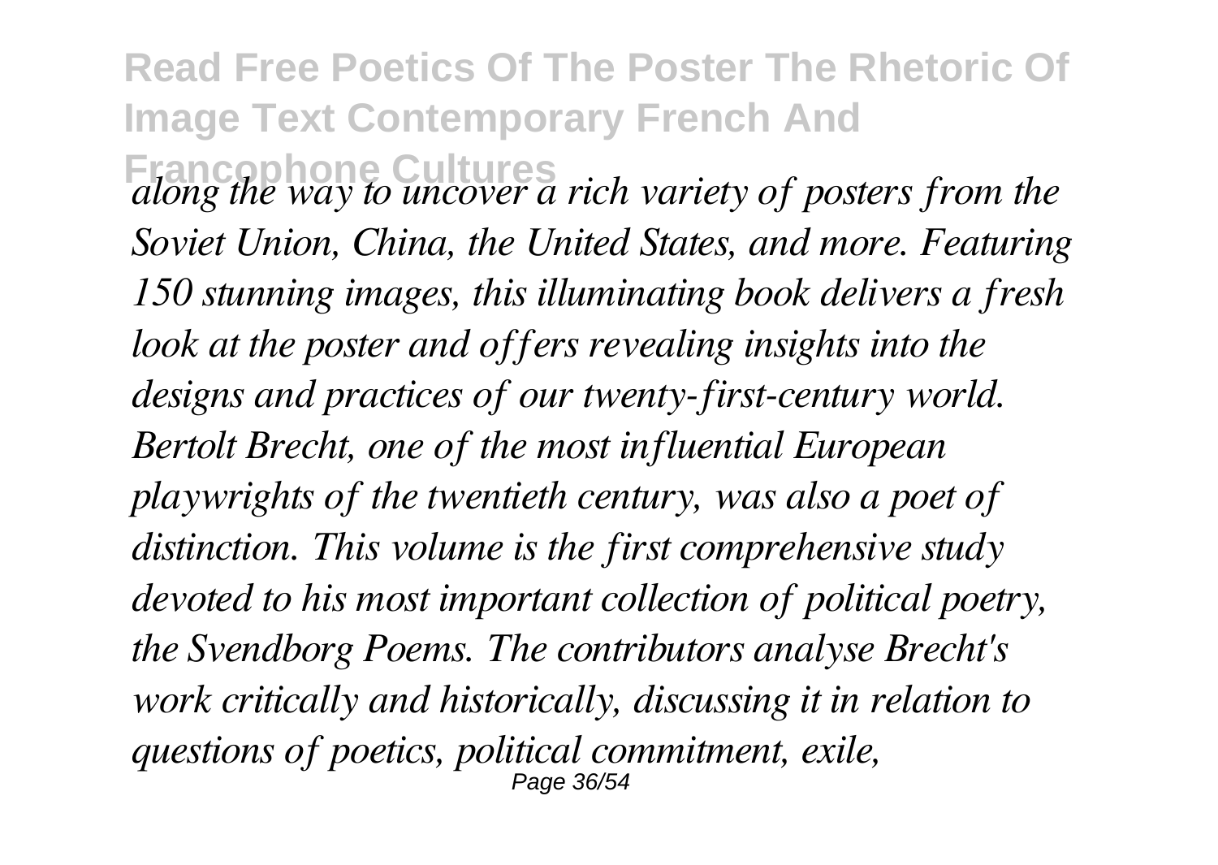*along the way to uncover a rich variety of posters from the Soviet Union, China, the United States, and more. Featuring 150 stunning images, this illuminating book delivers a fresh look at the poster and offers revealing insights into the designs and practices of our twenty-first-century world. Bertolt Brecht, one of the most influential European playwrights of the twentieth century, was also a poet of distinction. This volume is the first comprehensive study devoted to his most important collection of political poetry, the Svendborg Poems. The contributors analyse Brecht's work critically and historically, discussing it in relation to questions of poetics, political commitment, exile,*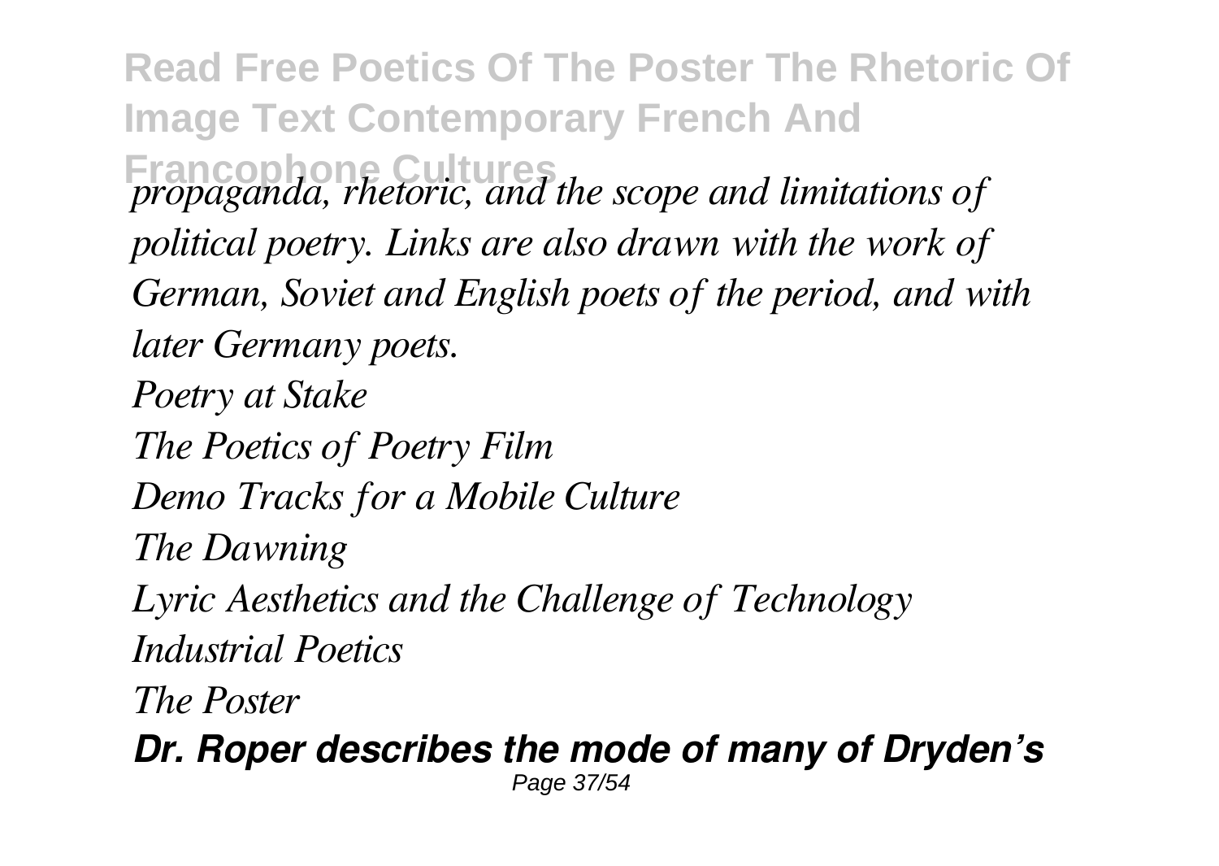*propaganda, rhetoric, and the scope and limitations of political poetry. Links are also drawn with the work of German, Soviet and English poets of the period, and with later Germany poets.*

*Poetry at Stake*

*The Poetics of Poetry Film*

*Demo Tracks for a Mobile Culture*

*The Dawning*

*Lyric Aesthetics and the Challenge of Technology*

*Industrial Poetics*

*The Poster*

***Dr. Roper describes the mode of many of Dryden's***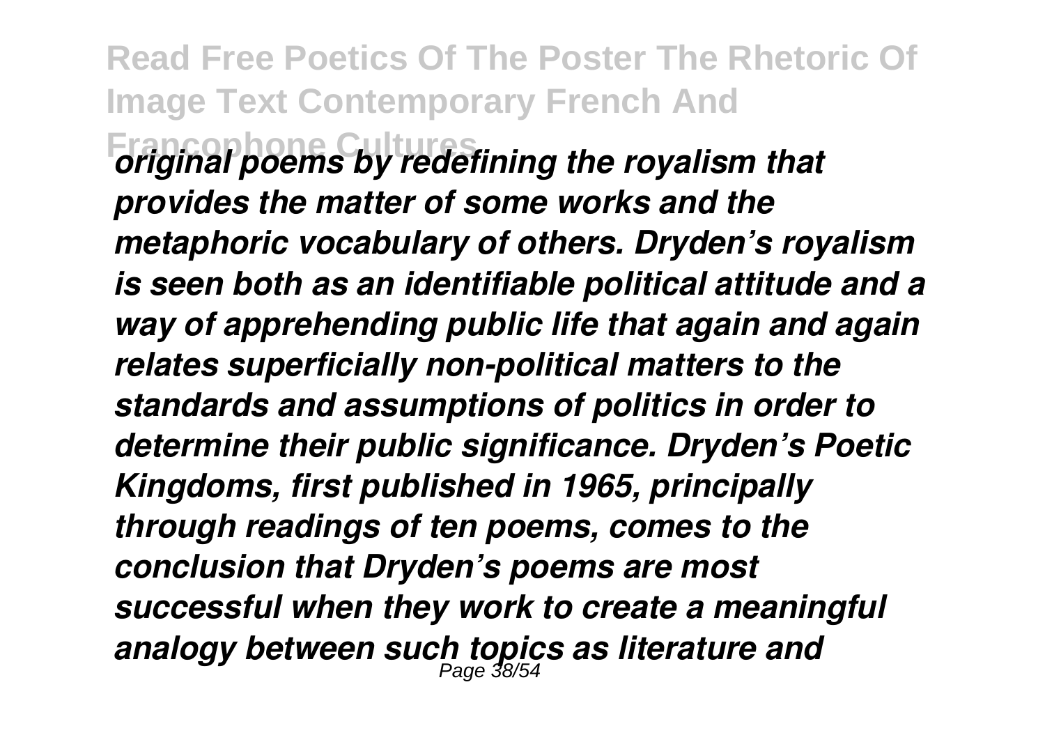*original poems by redefining the royalism that provides the matter of some works and the metaphoric vocabulary of others. Dryden's royalism is seen both as an identifiable political attitude and a way of apprehending public life that again and again relates superficially non-political matters to the standards and assumptions of politics in order to determine their public significance. Dryden's Poetic Kingdoms, first published in 1965, principally through readings of ten poems, comes to the conclusion that Dryden's poems are most successful when they work to create a meaningful analogy between such topics as literature and*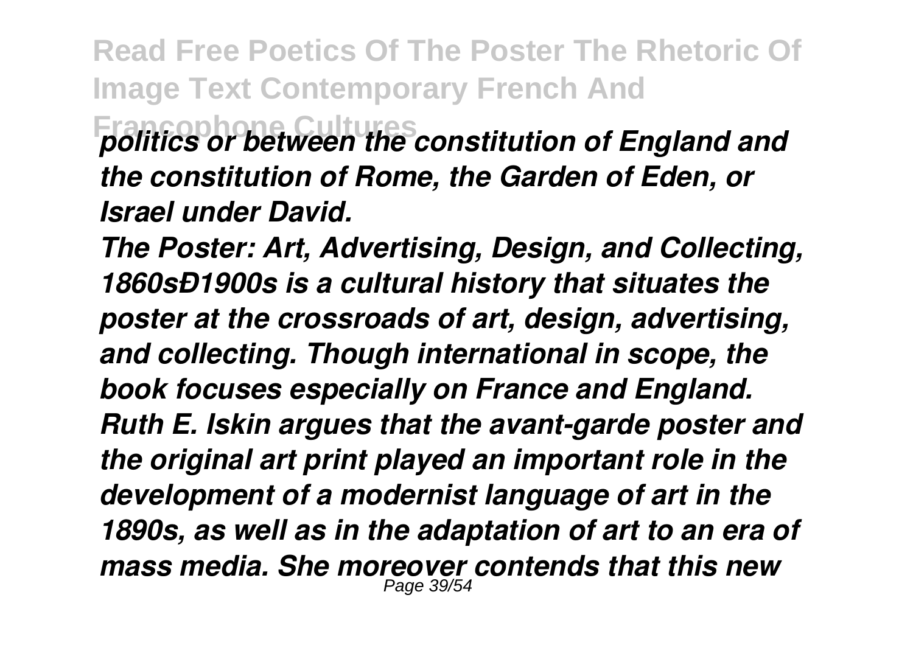*politics or between the constitution of England and the constitution of Rome, the Garden of Eden, or Israel under David.*

*The Poster: Art, Advertising, Design, and Collecting, 1860sÐ1900s is a cultural history that situates the poster at the crossroads of art, design, advertising, and collecting. Though international in scope, the book focuses especially on France and England. Ruth E. Iskin argues that the avant-garde poster and the original art print played an important role in the development of a modernist language of art in the 1890s, as well as in the adaptation of art to an era of mass media. She moreover contends that this new*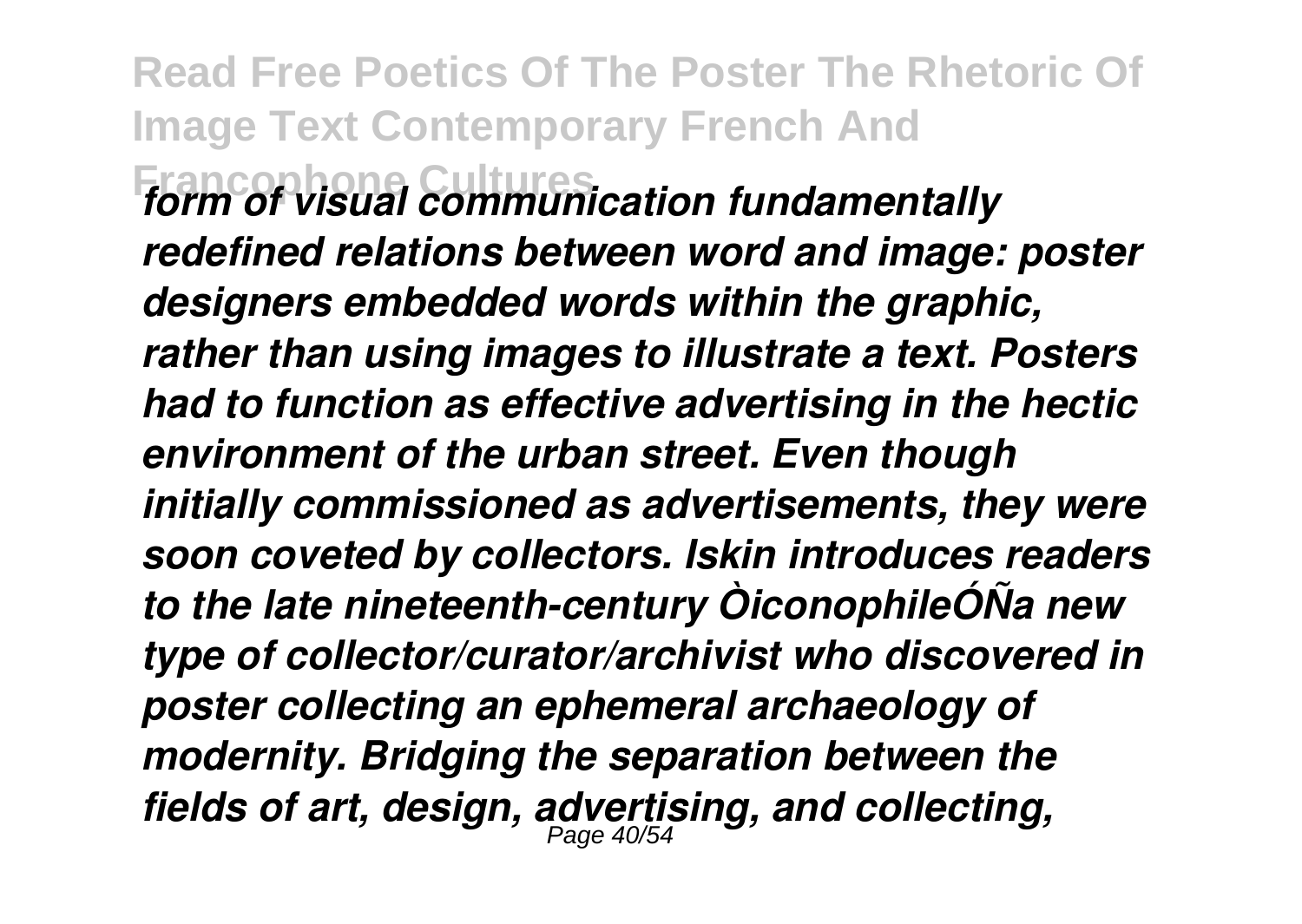*form of visual communication fundamentally redefined relations between word and image: poster designers embedded words within the graphic, rather than using images to illustrate a text. Posters had to function as effective advertising in the hectic environment of the urban street. Even though initially commissioned as advertisements, they were soon coveted by collectors. Iskin introduces readers to the late nineteenth-century ÒiconophileÓÑa new type of collector/curator/archivist who discovered in poster collecting an ephemeral archaeology of modernity. Bridging the separation between the fields of art, design, advertising, and collecting,*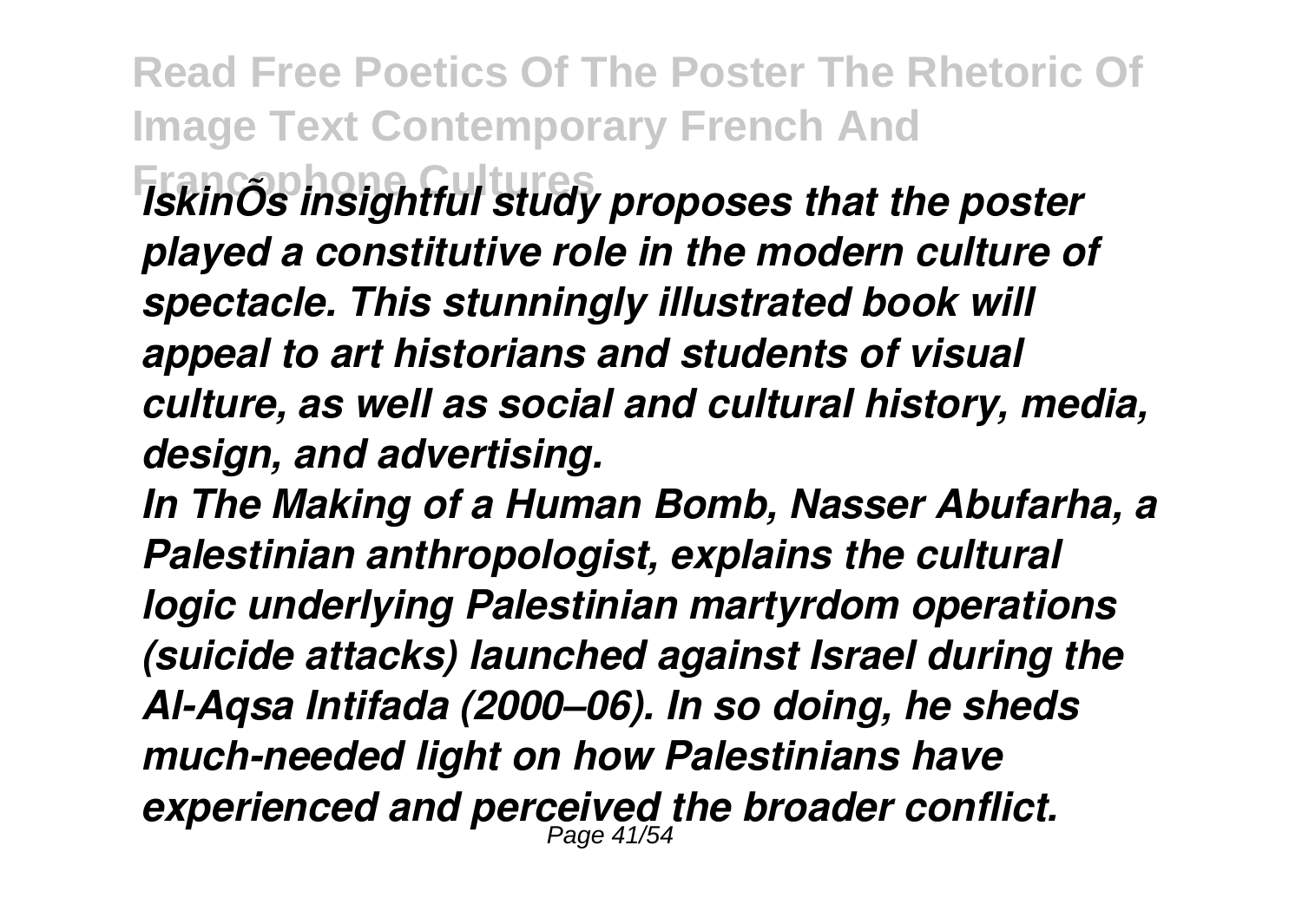*IskinÕs insightful study proposes that the poster played a constitutive role in the modern culture of spectacle. This stunningly illustrated book will appeal to art historians and students of visual culture, as well as social and cultural history, media, design, and advertising.*

*In The Making of a Human Bomb, Nasser Abufarha, a Palestinian anthropologist, explains the cultural logic underlying Palestinian martyrdom operations (suicide attacks) launched against Israel during the Al-Aqsa Intifada (2000–06). In so doing, he sheds much-needed light on how Palestinians have experienced and perceived the broader conflict.*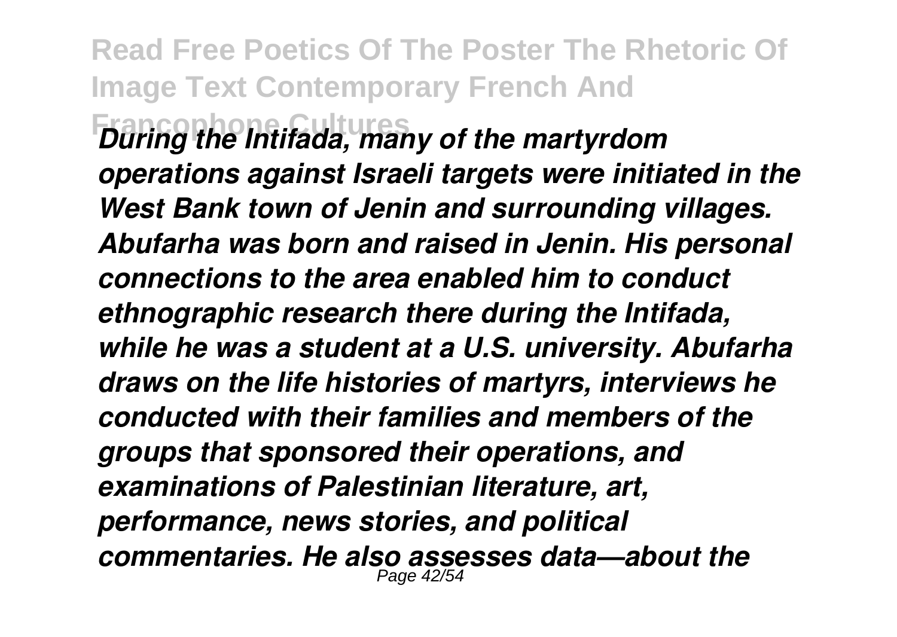*During the Intifada, many of the martyrdom operations against Israeli targets were initiated in the West Bank town of Jenin and surrounding villages. Abufarha was born and raised in Jenin. His personal connections to the area enabled him to conduct ethnographic research there during the Intifada, while he was a student at a U.S. university. Abufarha draws on the life histories of martyrs, interviews he conducted with their families and members of the groups that sponsored their operations, and examinations of Palestinian literature, art, performance, news stories, and political commentaries. He also assesses data—about the*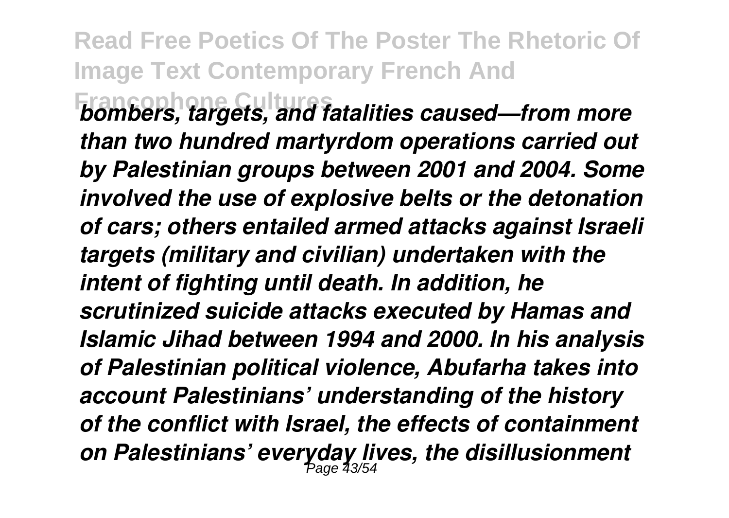*bombers, targets, and fatalities caused—from more than two hundred martyrdom operations carried out by Palestinian groups between 2001 and 2004. Some involved the use of explosive belts or the detonation of cars; others entailed armed attacks against Israeli targets (military and civilian) undertaken with the intent of fighting until death. In addition, he scrutinized suicide attacks executed by Hamas and Islamic Jihad between 1994 and 2000. In his analysis of Palestinian political violence, Abufarha takes into account Palestinians' understanding of the history of the conflict with Israel, the effects of containment on Palestinians' everyday lives, the disillusionment*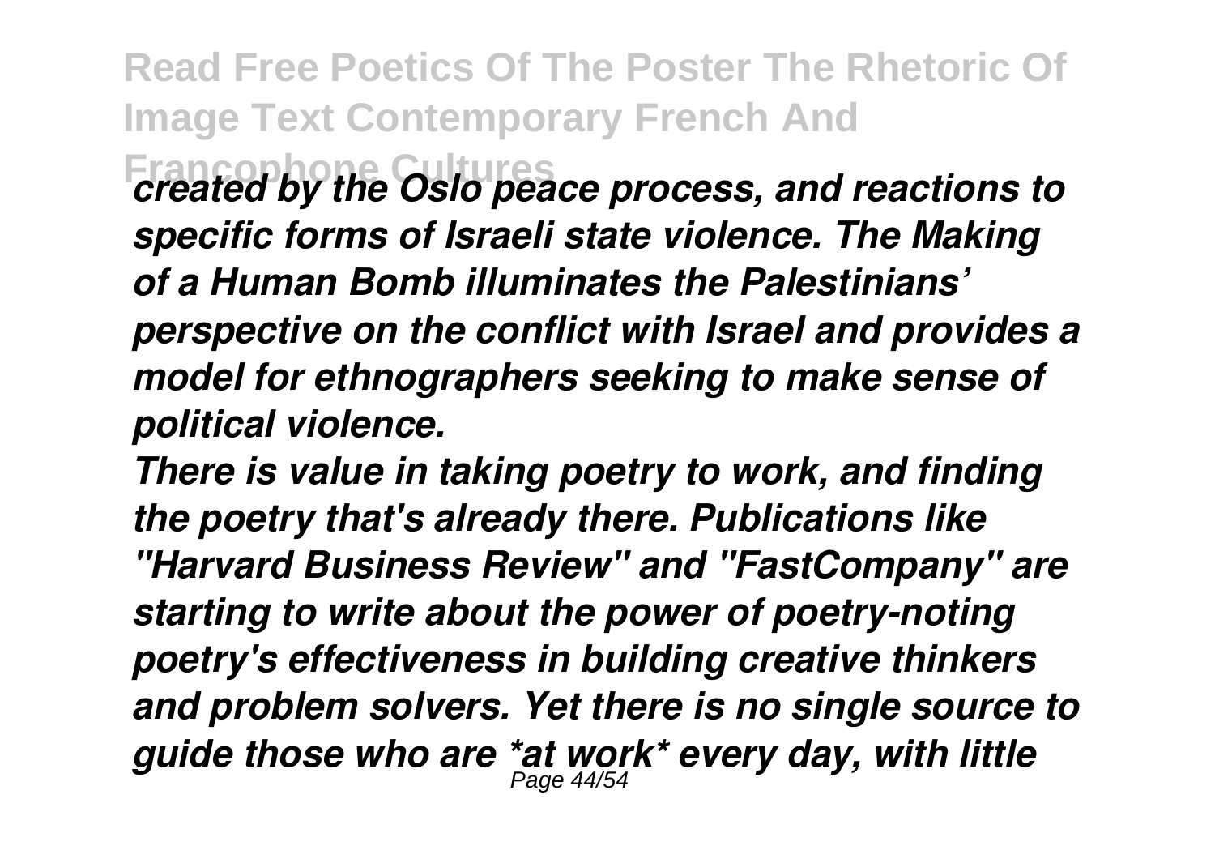*created by the Oslo peace process, and reactions to specific forms of Israeli state violence. The Making of a Human Bomb illuminates the Palestinians' perspective on the conflict with Israel and provides a model for ethnographers seeking to make sense of political violence.*

*There is value in taking poetry to work, and finding the poetry that's already there. Publications like "Harvard Business Review" and "FastCompany" are starting to write about the power of poetry-noting poetry's effectiveness in building creative thinkers and problem solvers. Yet there is no single source to guide those who are *at work* every day, with little*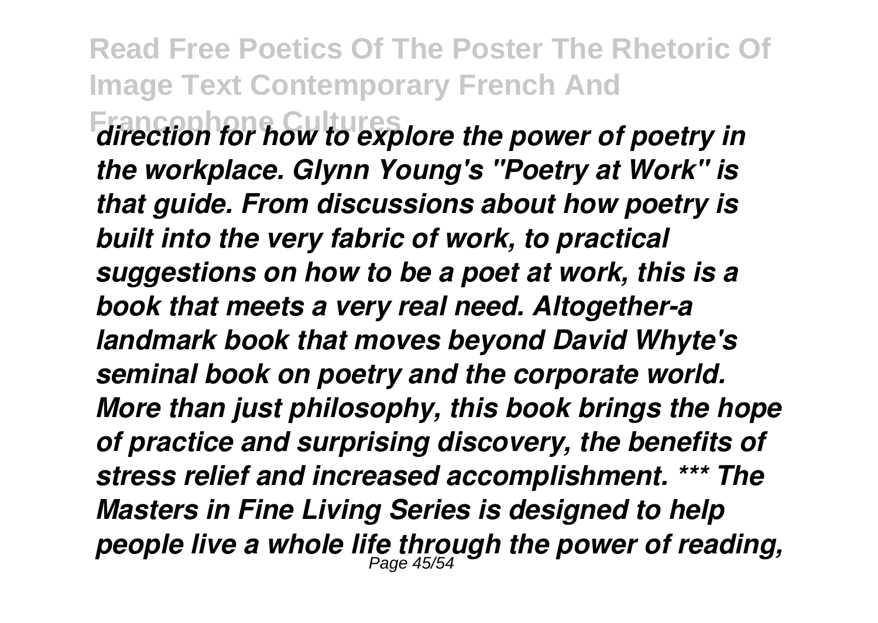*direction for how to explore the power of poetry in the workplace. Glynn Young's "Poetry at Work" is that guide. From discussions about how poetry is built into the very fabric of work, to practical suggestions on how to be a poet at work, this is a book that meets a very real need. Altogether-a landmark book that moves beyond David Whyte's seminal book on poetry and the corporate world. More than just philosophy, this book brings the hope of practice and surprising discovery, the benefits of stress relief and increased accomplishment. *** The Masters in Fine Living Series is designed to help people live a whole life through the power of reading,*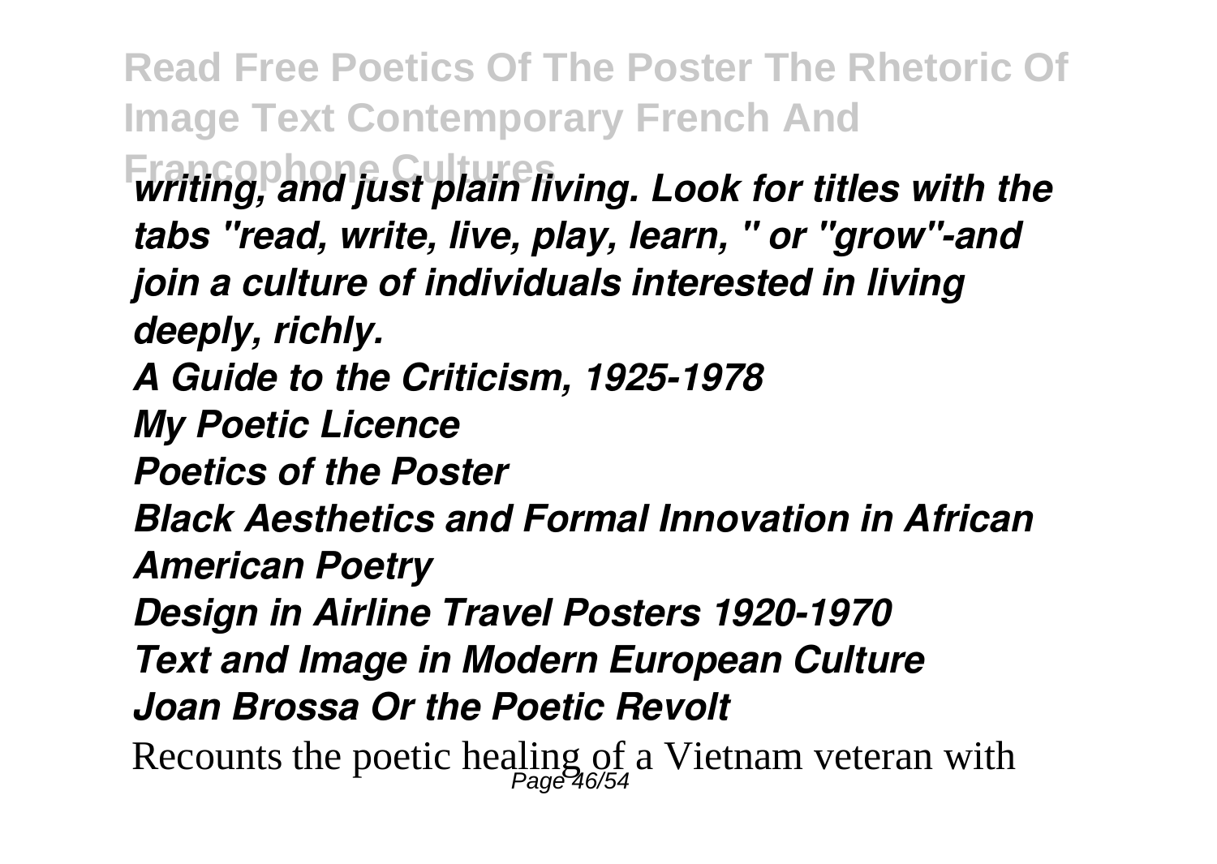*writing, and just plain living. Look for titles with the tabs "read, write, live, play, learn, " or "grow"-and join a culture of individuals interested in living deeply, richly.*

*A Guide to the Criticism, 1925-1978*

*My Poetic Licence*

*Poetics of the Poster*

*Black Aesthetics and Formal Innovation in African American Poetry*

*Design in Airline Travel Posters 1920-1970*

*Text and Image in Modern European Culture*

*Joan Brossa Or the Poetic Revolt*

Recounts the poetic healing of a Vietnam veteran with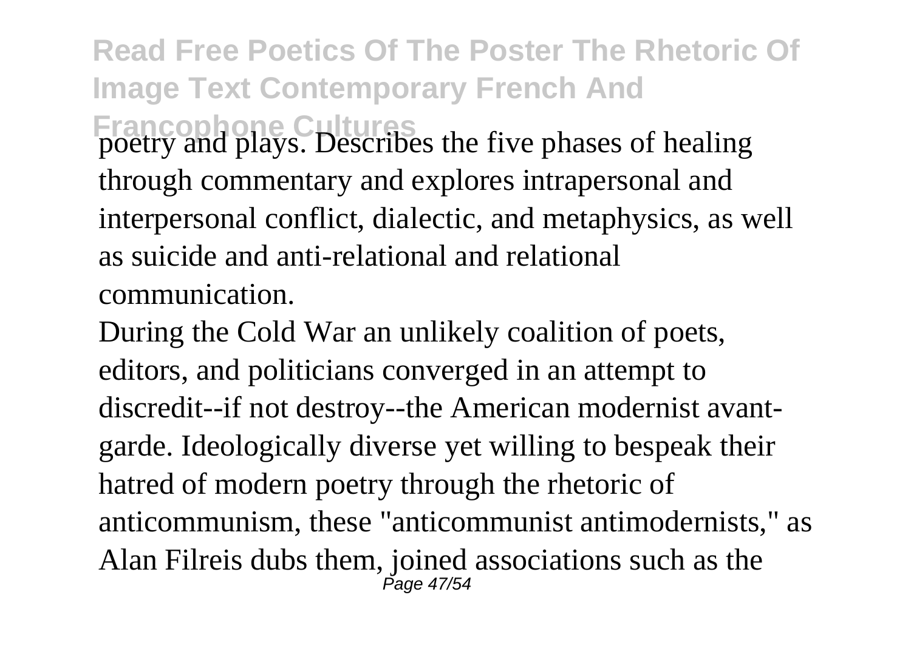poetry and plays. Describes the five phases of healing through commentary and explores intrapersonal and interpersonal conflict, dialectic, and metaphysics, as well as suicide and anti-relational and relational communication.

During the Cold War an unlikely coalition of poets, editors, and politicians converged in an attempt to discredit--if not destroy--the American modernist avant-garde. Ideologically diverse yet willing to bespeak their hatred of modern poetry through the rhetoric of anticommunism, these "anticommunist antimodernists," as Alan Filreis dubs them, joined associations such as the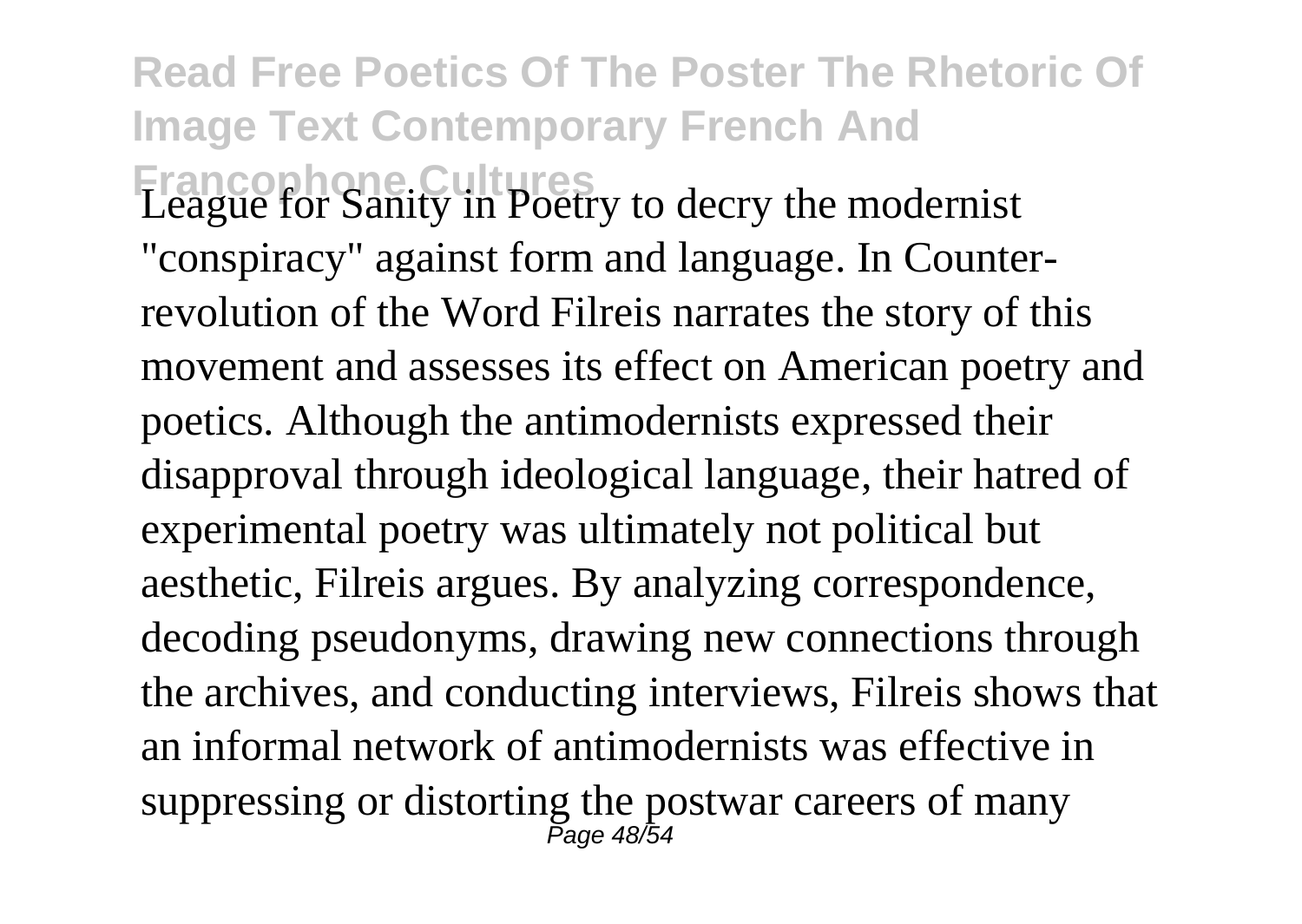League for Sanity in Poetry to decry the modernist "conspiracy" against form and language. In Counter-revolution of the Word Filreis narrates the story of this movement and assesses its effect on American poetry and poetics. Although the antimodernists expressed their disapproval through ideological language, their hatred of experimental poetry was ultimately not political but aesthetic, Filreis argues. By analyzing correspondence, decoding pseudonyms, drawing new connections through the archives, and conducting interviews, Filreis shows that an informal network of antimodernists was effective in suppressing or distorting the postwar careers of many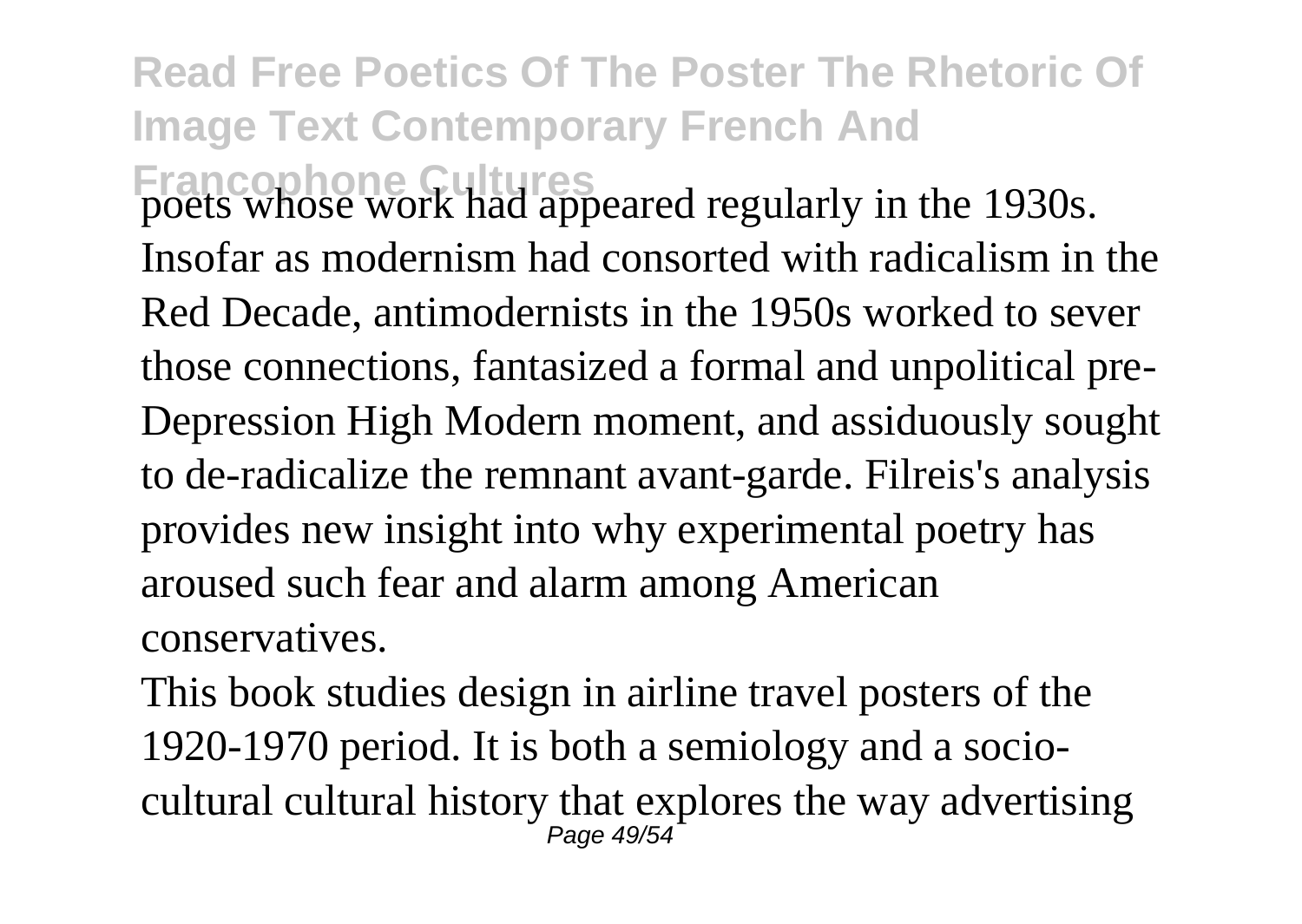poets whose work had appeared regularly in the 1930s. Insofar as modernism had consorted with radicalism in the Red Decade, antimodernists in the 1950s worked to sever those connections, fantasized a formal and unpolitical pre-Depression High Modern moment, and assiduously sought to de-radicalize the remnant avant-garde. Filreis's analysis provides new insight into why experimental poetry has aroused such fear and alarm among American conservatives.

This book studies design in airline travel posters of the 1920-1970 period. It is both a semiology and a socio-cultural cultural history that explores the way advertising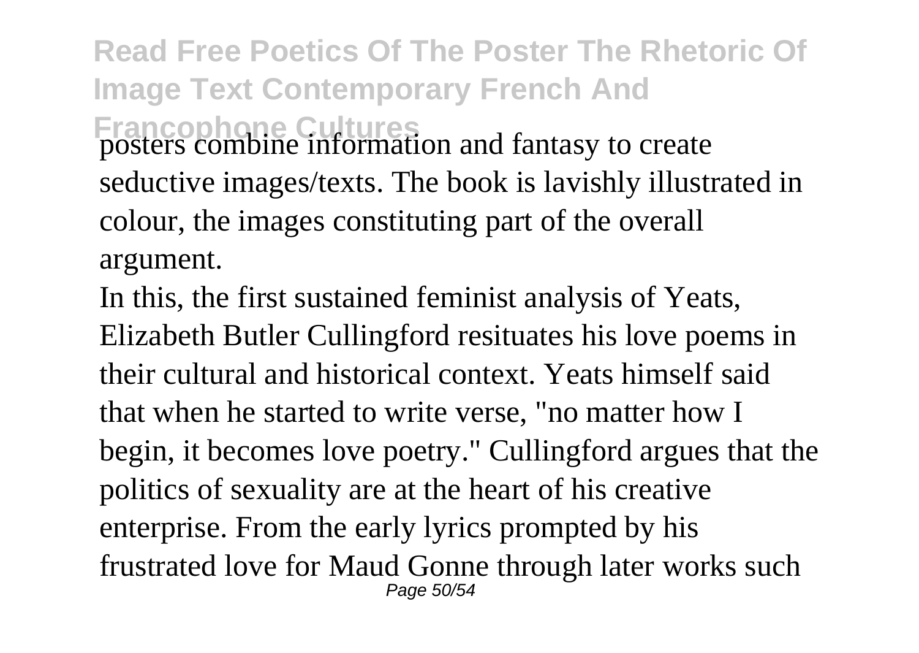posters combine information and fantasy to create seductive images/texts. The book is lavishly illustrated in colour, the images constituting part of the overall argument.

In this, the first sustained feminist analysis of Yeats, Elizabeth Butler Cullingford resituates his love poems in their cultural and historical context. Yeats himself said that when he started to write verse, "no matter how I begin, it becomes love poetry." Cullingford argues that the politics of sexuality are at the heart of his creative enterprise. From the early lyrics prompted by his frustrated love for Maud Gonne through later works such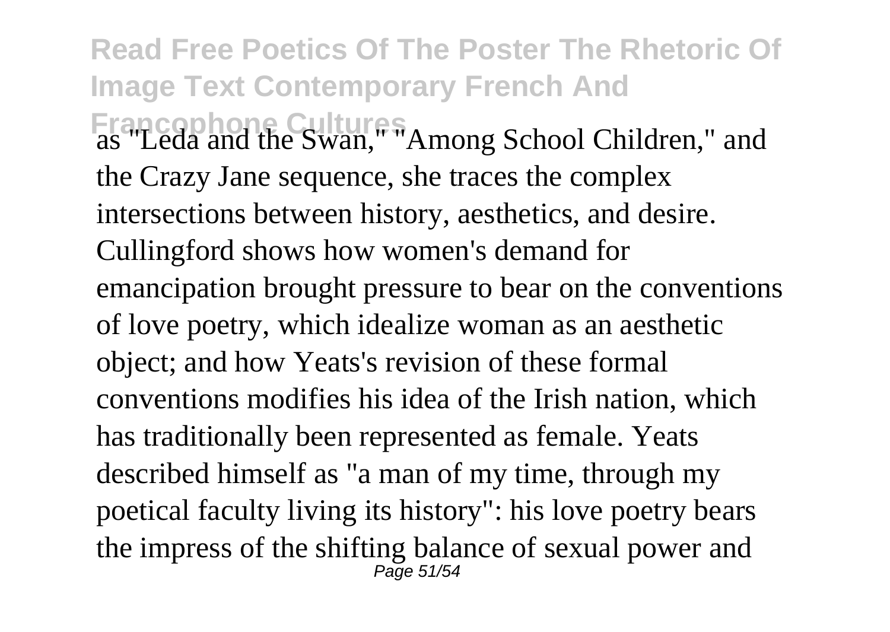as "Leda and the Swan," "Among School Children," and the Crazy Jane sequence, she traces the complex intersections between history, aesthetics, and desire. Cullingford shows how women's demand for emancipation brought pressure to bear on the conventions of love poetry, which idealize woman as an aesthetic object; and how Yeats's revision of these formal conventions modifies his idea of the Irish nation, which has traditionally been represented as female. Yeats described himself as "a man of my time, through my poetical faculty living its history": his love poetry bears the impress of the shifting balance of sexual power and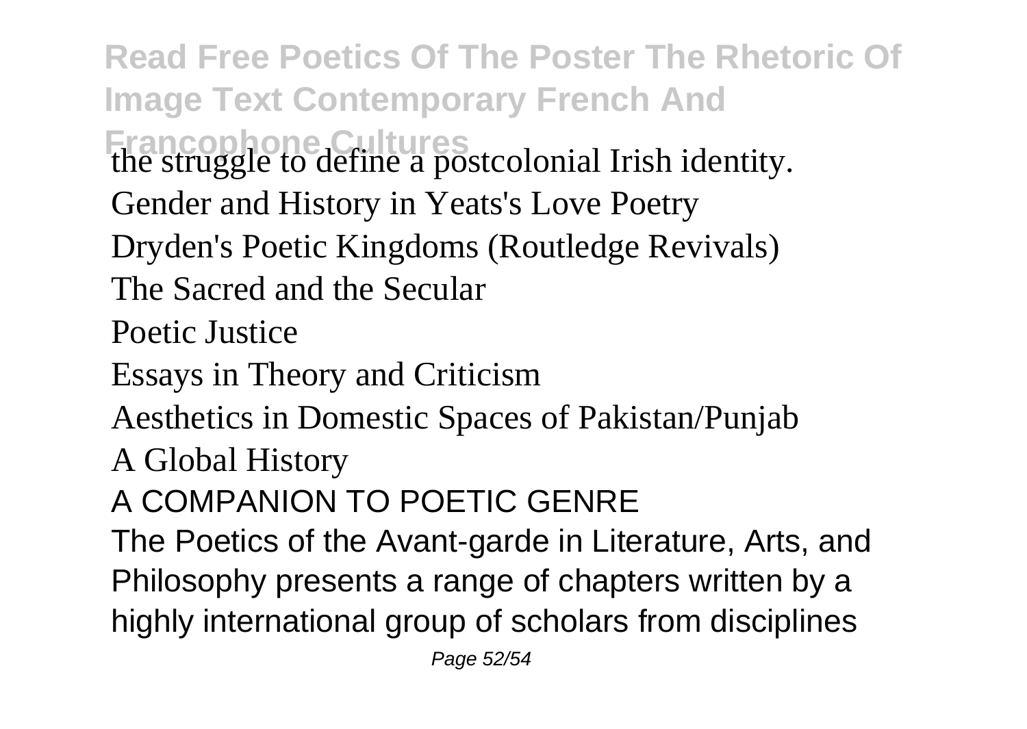the struggle to define a postcolonial Irish identity.

Gender and History in Yeats's Love Poetry

Dryden's Poetic Kingdoms (Routledge Revivals)

The Sacred and the Secular

Poetic Justice

Essays in Theory and Criticism

Aesthetics in Domestic Spaces of Pakistan/Punjab

A Global History

A COMPANION TO POETIC GENRE

The Poetics of the Avant-garde in Literature, Arts, and Philosophy presents a range of chapters written by a highly international group of scholars from disciplines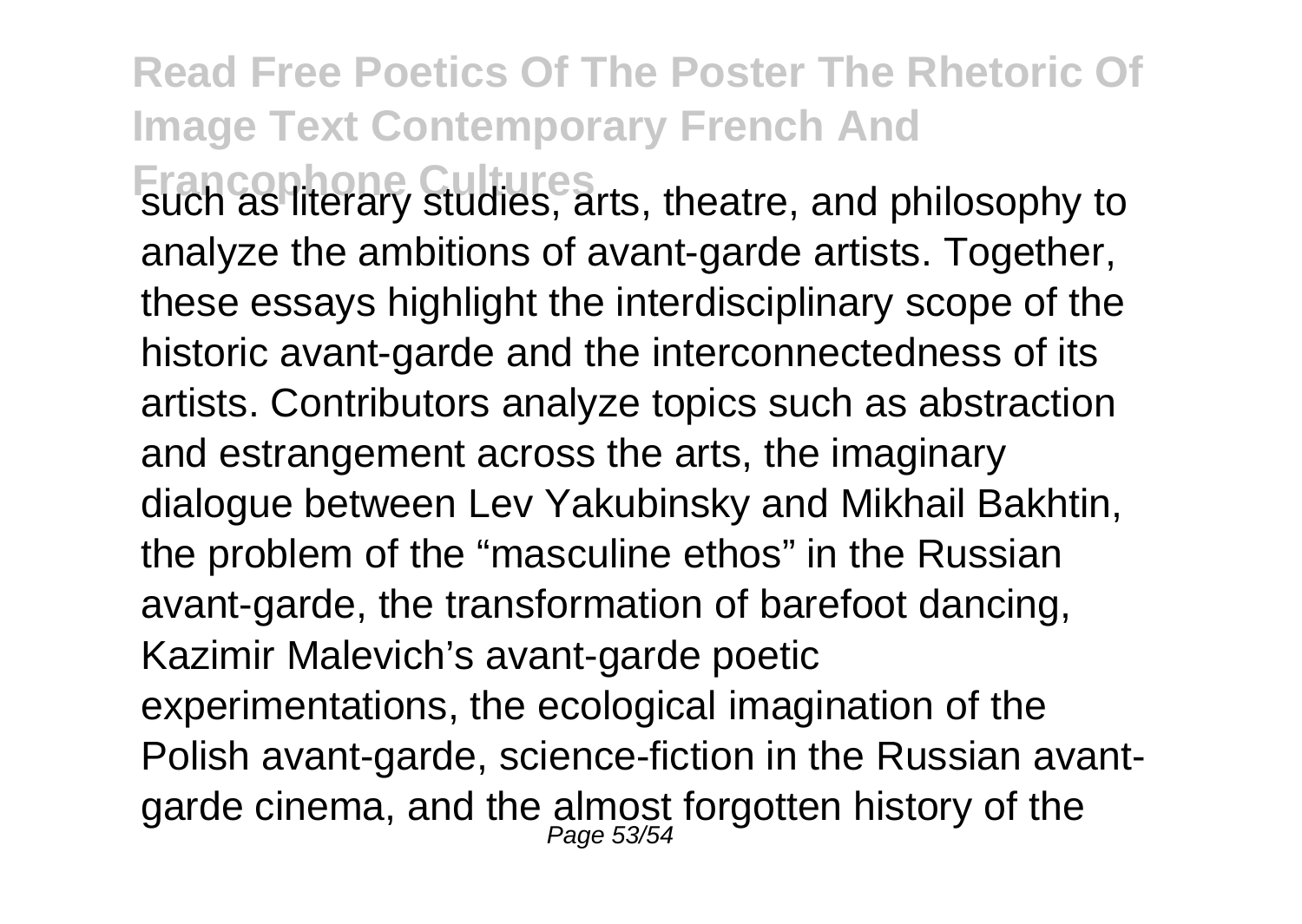such as literary studies, arts, theatre, and philosophy to analyze the ambitions of avant-garde artists. Together, these essays highlight the interdisciplinary scope of the historic avant-garde and the interconnectedness of its artists. Contributors analyze topics such as abstraction and estrangement across the arts, the imaginary dialogue between Lev Yakubinsky and Mikhail Bakhtin, the problem of the "masculine ethos" in the Russian avant-garde, the transformation of barefoot dancing, Kazimir Malevich's avant-garde poetic experimentations, the ecological imagination of the Polish avant-garde, science-fiction in the Russian avant-garde cinema, and the almost forgotten history of the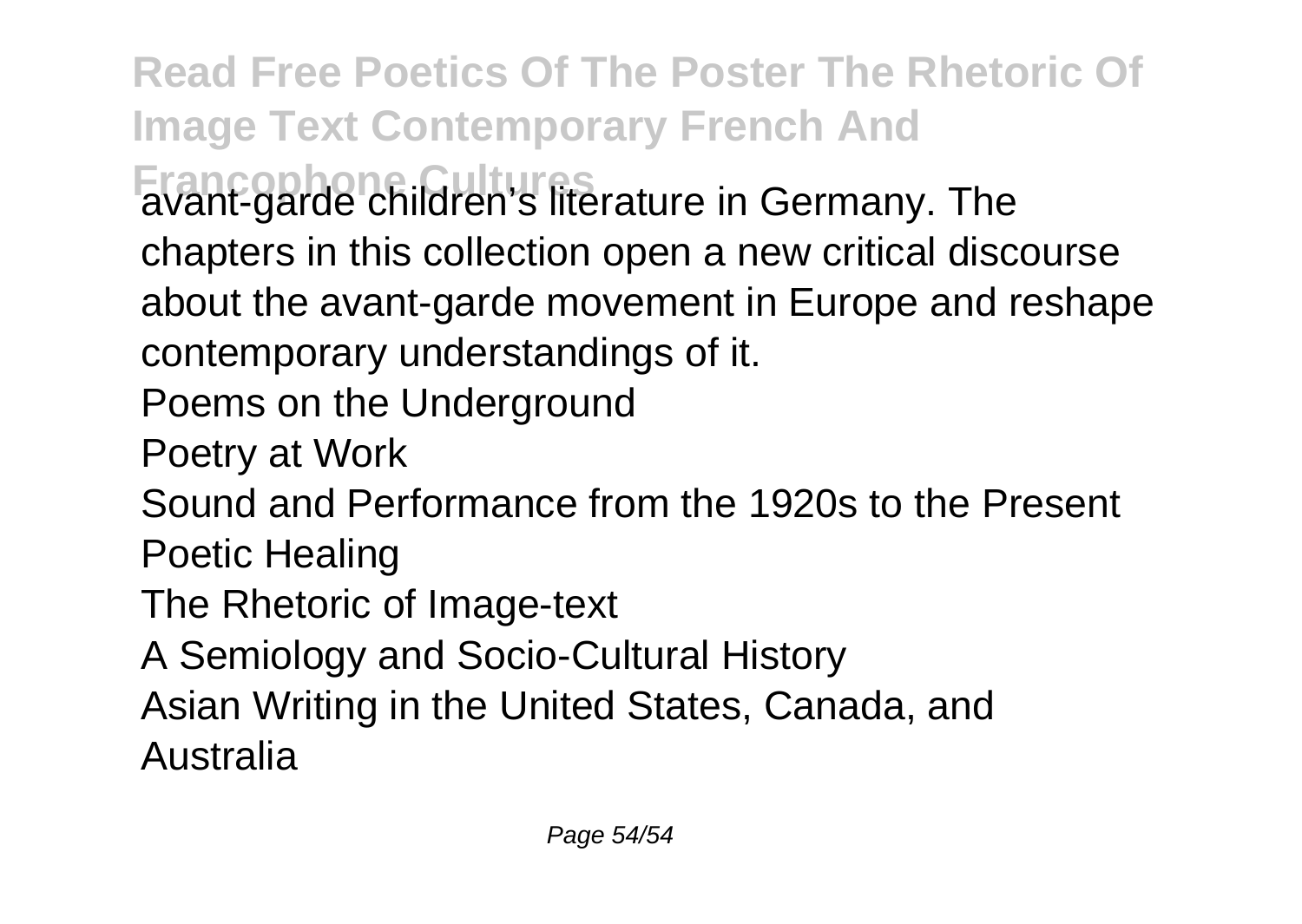avant-garde children's literature in Germany. The chapters in this collection open a new critical discourse about the avant-garde movement in Europe and reshape contemporary understandings of it.

Poems on the Underground

Poetry at Work

Sound and Performance from the 1920s to the Present

Poetic Healing

The Rhetoric of Image-text

A Semiology and Socio-Cultural History

Asian Writing in the United States, Canada, and Australia